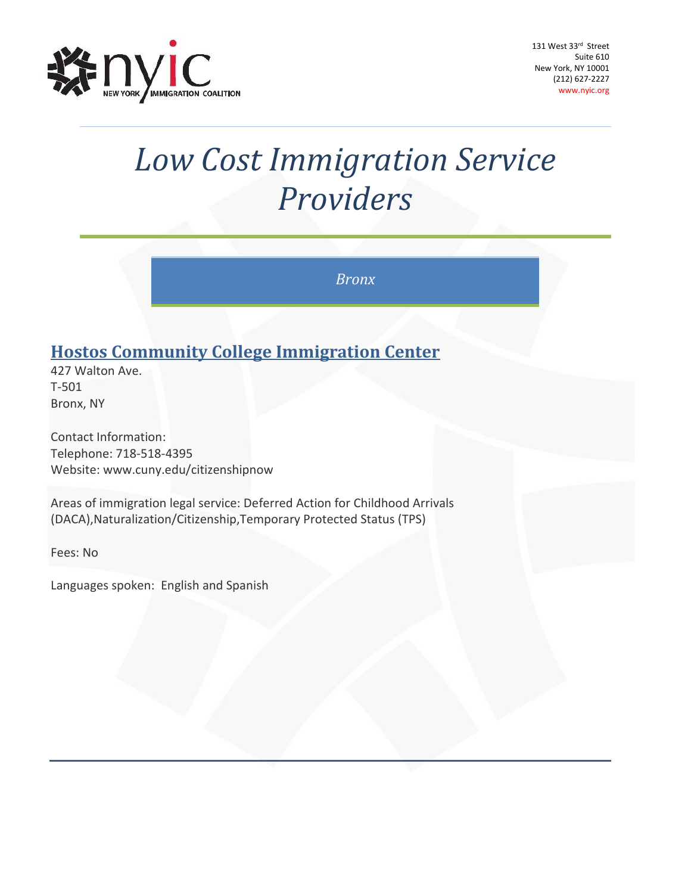NEW YORK IMMIGRATION COALITION

131 West 33rd Street
Suite 610
New York, NY 10001
(212) 627-2227
www.nyic.org

# *Low Cost Immigration Service Providers*

## *Bronx*

### Hostos Community College Immigration Center

427 Walton Ave.
T-501
Bronx, NY

Contact Information:
Telephone: 718-518-4395
Website: www.cuny.edu/citizenshipnow

Areas of immigration legal service: Deferred Action for Childhood Arrivals (DACA),Naturalization/Citizenship,Temporary Protected Status (TPS)

Fees: No

Languages spoken: English and Spanish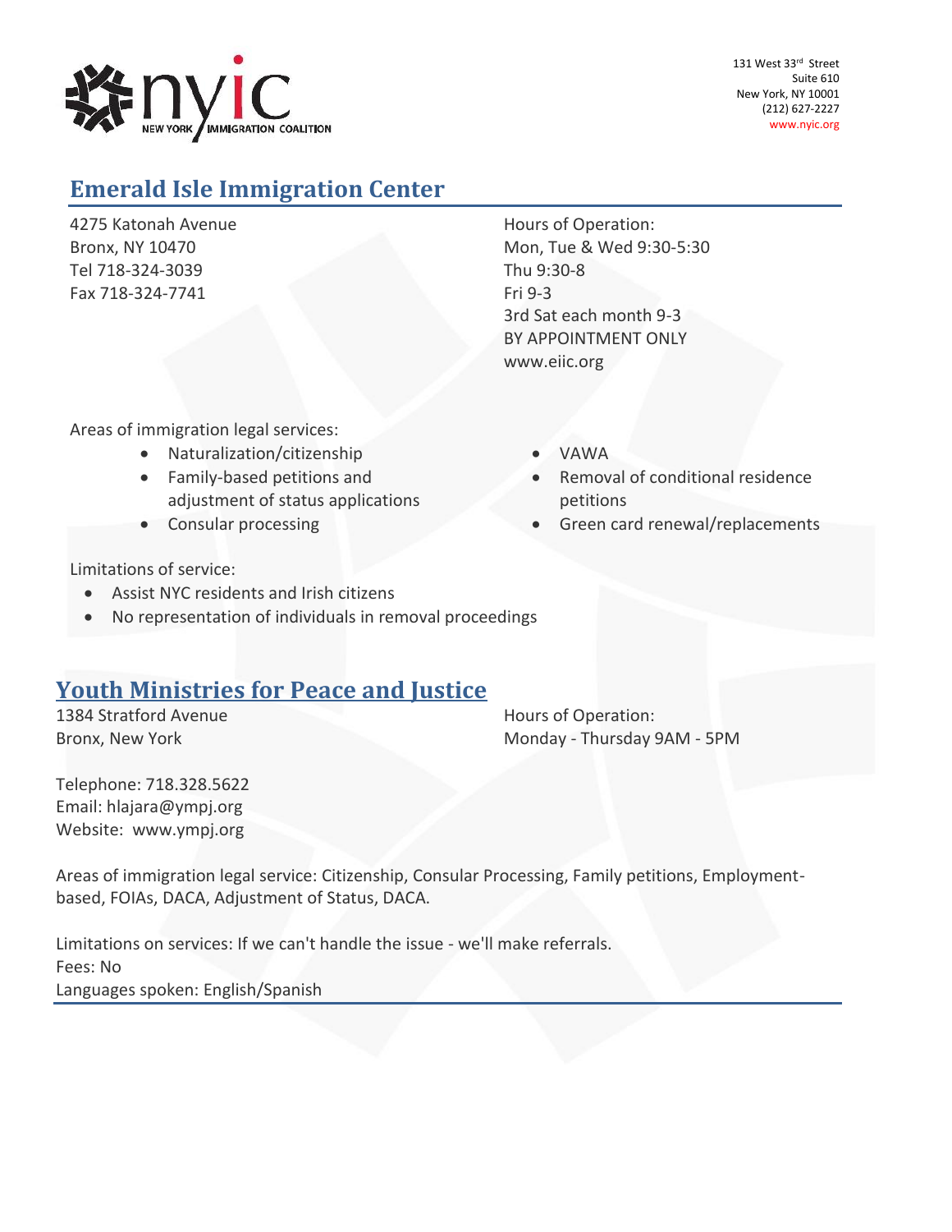## Emerald Isle Immigration Center

4275 Katonah Avenue
Bronx, NY 10470
Tel 718-324-3039
Fax 718-324-7741

Hours of Operation:
Mon, Tue & Wed 9:30-5:30
Thu 9:30-8
Fri 9-3
3rd Sat each month 9-3
BY APPOINTMENT ONLY
www.eiic.org

Areas of immigration legal services:

- Naturalization/citizenship
- Family-based petitions and adjustment of status applications
- Consular processing
- VAWA
- Removal of conditional residence petitions
- Green card renewal/replacements

Limitations of service:

- Assist NYC residents and Irish citizens
- No representation of individuals in removal proceedings

## Youth Ministries for Peace and Justice

1384 Stratford Avenue
Bronx, New York

Hours of Operation:
Monday - Thursday 9AM - 5PM

Telephone: 718.328.5622
Email: hlajara@ympj.org
Website: www.ympj.org

Areas of immigration legal service: Citizenship, Consular Processing, Family petitions, Employment-based, FOIAs, DACA, Adjustment of Status, DACA.

Limitations on services: If we can't handle the issue - we'll make referrals.
Fees: No
Languages spoken: English/Spanish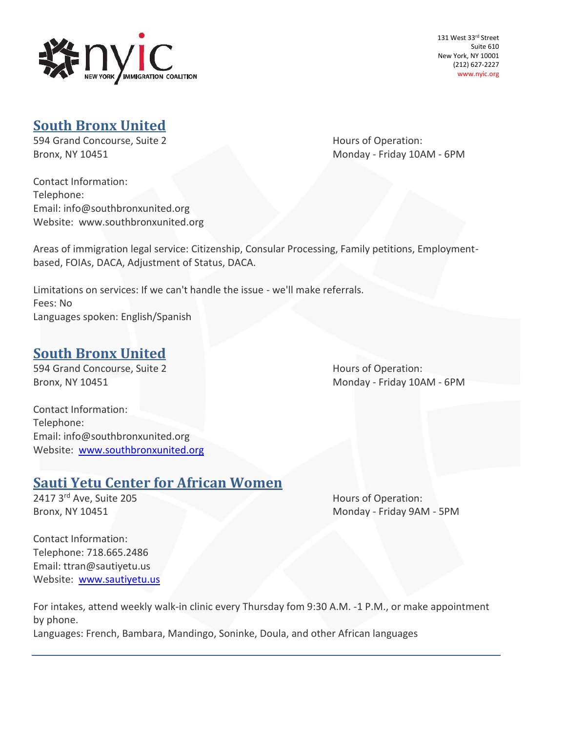## South Bronx United

594 Grand Concourse, Suite 2
Bronx, NY 10451

Hours of Operation:
Monday - Friday 10AM - 6PM

Contact Information:
Telephone:
Email: info@southbronxunited.org
Website: www.southbronxunited.org

Areas of immigration legal service: Citizenship, Consular Processing, Family petitions, Employment-based, FOIAs, DACA, Adjustment of Status, DACA.

Limitations on services: If we can't handle the issue - we'll make referrals.
Fees: No
Languages spoken: English/Spanish

## South Bronx United

594 Grand Concourse, Suite 2
Bronx, NY 10451

Hours of Operation:
Monday - Friday 10AM - 6PM

Contact Information:
Telephone:
Email: info@southbronxunited.org
Website: www.southbronxunited.org

## Sauti Yetu Center for African Women

2417 3rd Ave, Suite 205
Bronx, NY 10451

Hours of Operation:
Monday - Friday 9AM - 5PM

Contact Information:
Telephone: 718.665.2486
Email: ttran@sautiyetu.us
Website: www.sautiyetu.us

For intakes, attend weekly walk-in clinic every Thursday fom 9:30 A.M. -1 P.M., or make appointment by phone.
Languages: French, Bambara, Mandingo, Soninke, Doula, and other African languages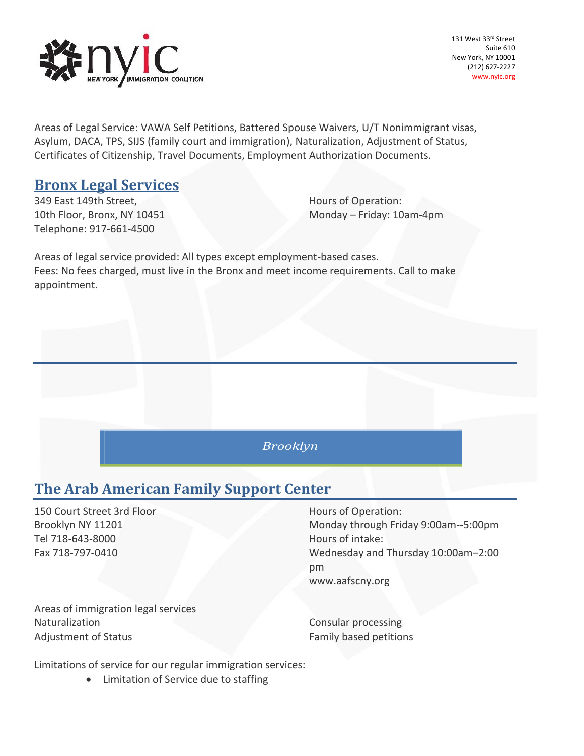Areas of Legal Service: VAWA Self Petitions, Battered Spouse Waivers, U/T Nonimmigrant visas, Asylum, DACA, TPS, SIJS (family court and immigration), Naturalization, Adjustment of Status, Certificates of Citizenship, Travel Documents, Employment Authorization Documents.

## Bronx Legal Services

349 East 149th Street,
10th Floor, Bronx, NY 10451
Telephone: 917-661-4500

Hours of Operation:
Monday – Friday: 10am-4pm

Areas of legal service provided: All types except employment-based cases.
Fees: No fees charged, must live in the Bronx and meet income requirements. Call to make appointment.

*Brooklyn*

## The Arab American Family Support Center

150 Court Street 3rd Floor
Brooklyn NY 11201
Tel 718-643-8000
Fax 718-797-0410

Hours of Operation:
Monday through Friday 9:00am--5:00pm
Hours of intake:
Wednesday and Thursday 10:00am–2:00 pm
www.aafscny.org

Areas of immigration legal services
Naturalization
Adjustment of Status
Consular processing
Family based petitions

Limitations of service for our regular immigration services:

- Limitation of Service due to staffing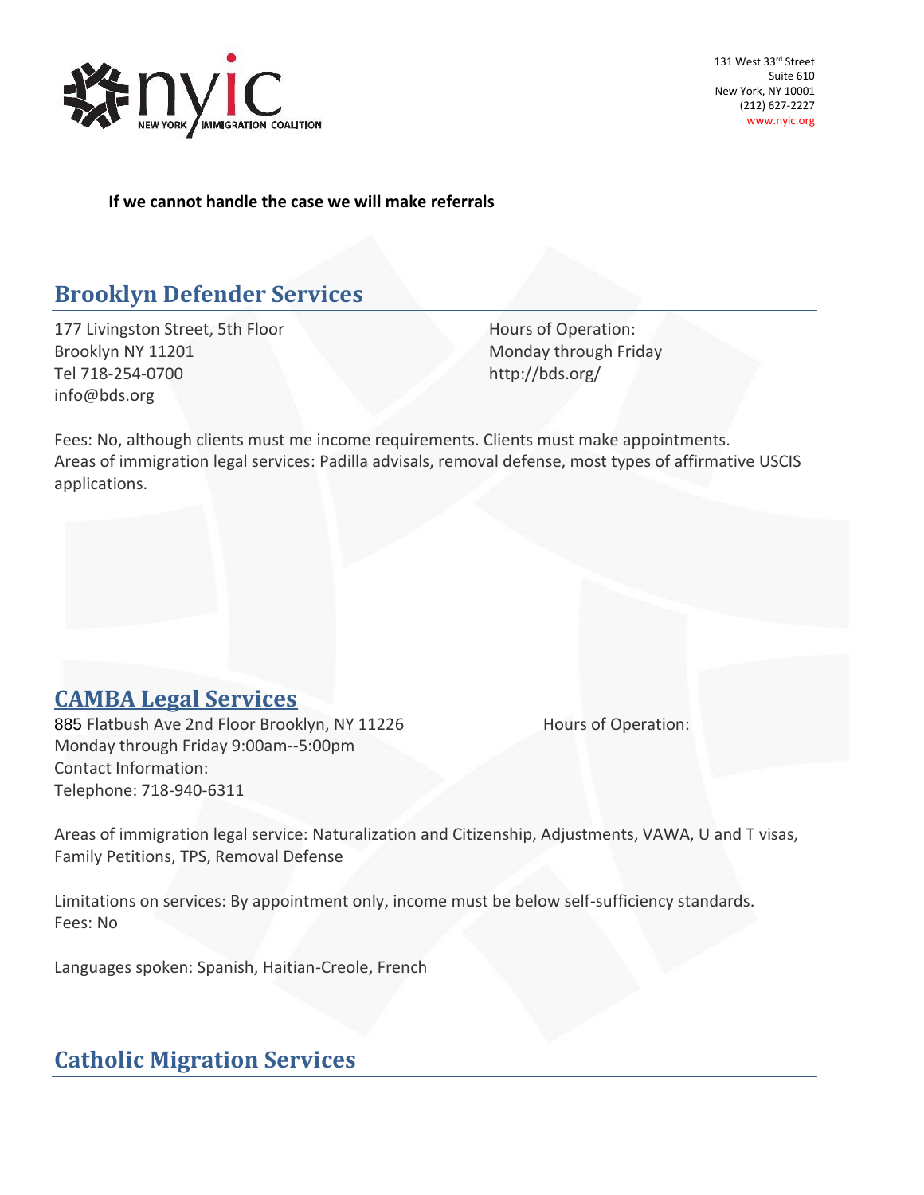**If we cannot handle the case we will make referrals**

## Brooklyn Defender Services

177 Livingston Street, 5th Floor
Brooklyn NY 11201
Tel 718-254-0700
info@bds.org

Hours of Operation:
Monday through Friday
http://bds.org/

Fees: No, although clients must me income requirements. Clients must make appointments.
Areas of immigration legal services: Padilla advisals, removal defense, most types of affirmative USCIS applications.

## CAMBA Legal Services

885 Flatbush Ave 2nd Floor Brooklyn, NY 11226

Hours of Operation:
Monday through Friday 9:00am--5:00pm

Contact Information:
Telephone: 718-940-6311

Areas of immigration legal service: Naturalization and Citizenship, Adjustments, VAWA, U and T visas, Family Petitions, TPS, Removal Defense

Limitations on services: By appointment only, income must be below self-sufficiency standards.
Fees: No

Languages spoken: Spanish, Haitian-Creole, French

## Catholic Migration Services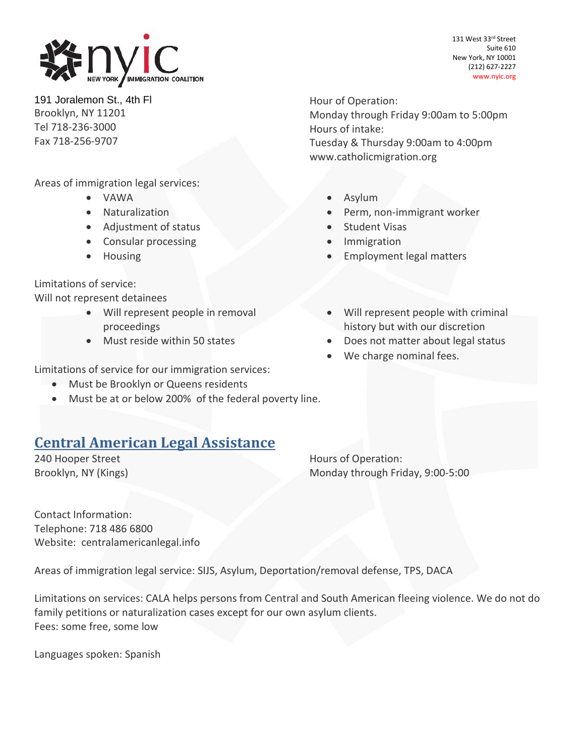191 Joralemon St., 4th Fl
Brooklyn, NY 11201
Tel 718-236-3000
Fax 718-256-9707

Hour of Operation:
Monday through Friday 9:00am to 5:00pm
Hours of intake:
Tuesday & Thursday 9:00am to 4:00pm
www.catholicmigration.org

Areas of immigration legal services:

- VAWA
- Naturalization
- Adjustment of status
- Consular processing
- Housing
- Asylum
- Perm, non-immigrant worker
- Student Visas
- Immigration
- Employment legal matters

Limitations of service:
Will not represent detainees

- Will represent people in removal proceedings
- Must reside within 50 states
- Will represent people with criminal history but with our discretion
- Does not matter about legal status
- We charge nominal fees.

Limitations of service for our immigration services:

- Must be Brooklyn or Queens residents
- Must be at or below 200% of the federal poverty line.

## Central American Legal Assistance

240 Hooper Street
Brooklyn, NY (Kings)

Hours of Operation:
Monday through Friday, 9:00-5:00

Contact Information:
Telephone: 718 486 6800
Website: centralamericanlegal.info

Areas of immigration legal service: SIJS, Asylum, Deportation/removal defense, TPS, DACA

Limitations on services: CALA helps persons from Central and South American fleeing violence. We do not do family petitions or naturalization cases except for our own asylum clients.
Fees: some free, some low

Languages spoken: Spanish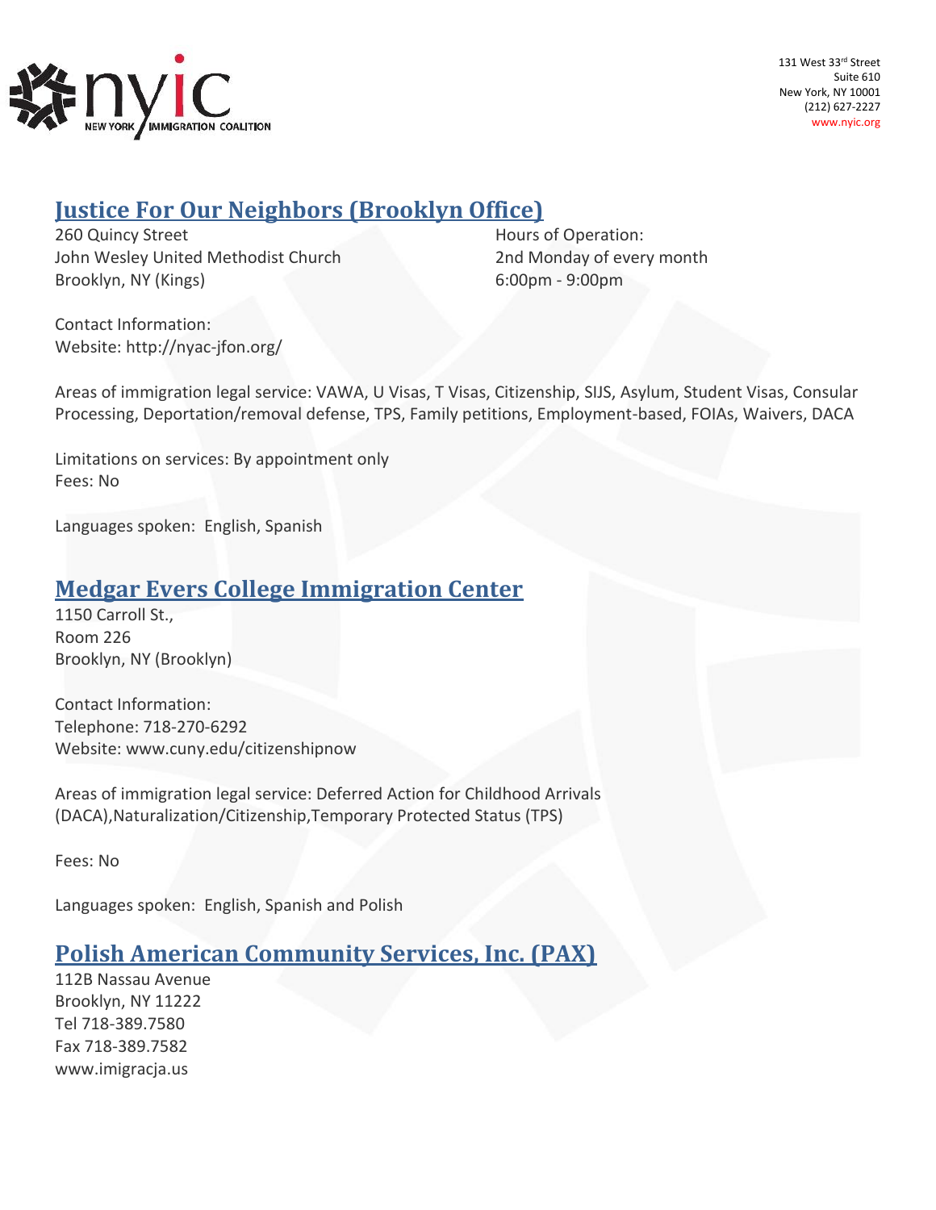## Justice For Our Neighbors (Brooklyn Office)

260 Quincy Street
John Wesley United Methodist Church
Brooklyn, NY (Kings)

Hours of Operation:
2nd Monday of every month
6:00pm - 9:00pm

Contact Information:
Website: http://nyac-jfon.org/

Areas of immigration legal service: VAWA, U Visas, T Visas, Citizenship, SIJS, Asylum, Student Visas, Consular Processing, Deportation/removal defense, TPS, Family petitions, Employment-based, FOIAs, Waivers, DACA

Limitations on services: By appointment only
Fees: No

Languages spoken: English, Spanish

## Medgar Evers College Immigration Center

1150 Carroll St.,
Room 226
Brooklyn, NY (Brooklyn)

Contact Information:
Telephone: 718-270-6292
Website: www.cuny.edu/citizenshipnow

Areas of immigration legal service: Deferred Action for Childhood Arrivals (DACA),Naturalization/Citizenship,Temporary Protected Status (TPS)

Fees: No

Languages spoken: English, Spanish and Polish

## Polish American Community Services, Inc. (PAX)

112B Nassau Avenue
Brooklyn, NY 11222
Tel 718-389.7580
Fax 718-389.7582
www.imigracja.us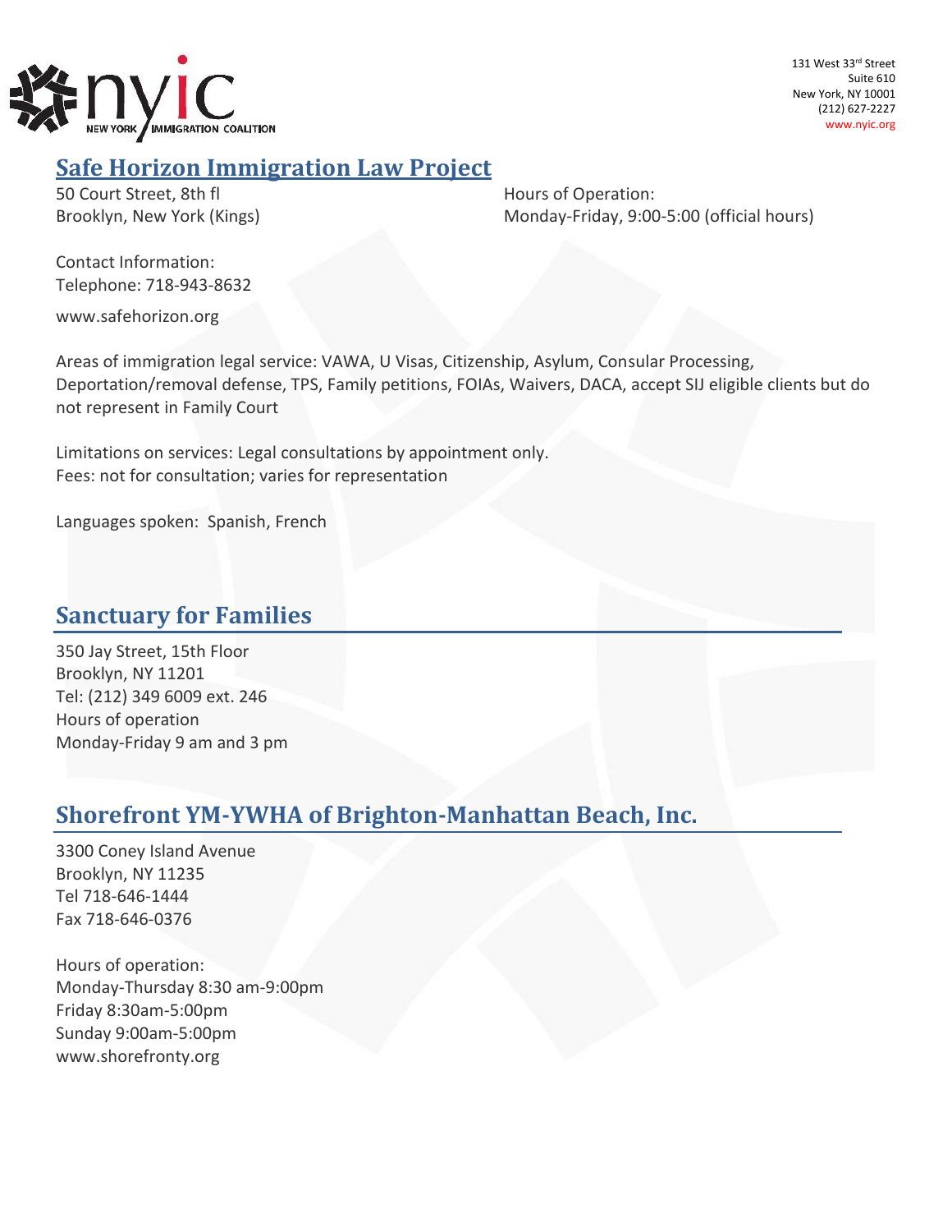## Safe Horizon Immigration Law Project

50 Court Street, 8th fl
Brooklyn, New York (Kings)

Hours of Operation:
Monday-Friday, 9:00-5:00 (official hours)

Contact Information:
Telephone: 718-943-8632

www.safehorizon.org

Areas of immigration legal service: VAWA, U Visas, Citizenship, Asylum, Consular Processing, Deportation/removal defense, TPS, Family petitions, FOIAs, Waivers, DACA, accept SIJ eligible clients but do not represent in Family Court

Limitations on services: Legal consultations by appointment only.
Fees: not for consultation; varies for representation

Languages spoken: Spanish, French

## Sanctuary for Families

350 Jay Street, 15th Floor
Brooklyn, NY 11201
Tel: (212) 349 6009 ext. 246
Hours of operation
Monday-Friday 9 am and 3 pm

## Shorefront YM-YWHA of Brighton-Manhattan Beach, Inc.

3300 Coney Island Avenue
Brooklyn, NY 11235
Tel 718-646-1444
Fax 718-646-0376

Hours of operation:
Monday-Thursday 8:30 am-9:00pm
Friday 8:30am-5:00pm
Sunday 9:00am-5:00pm
www.shorefronty.org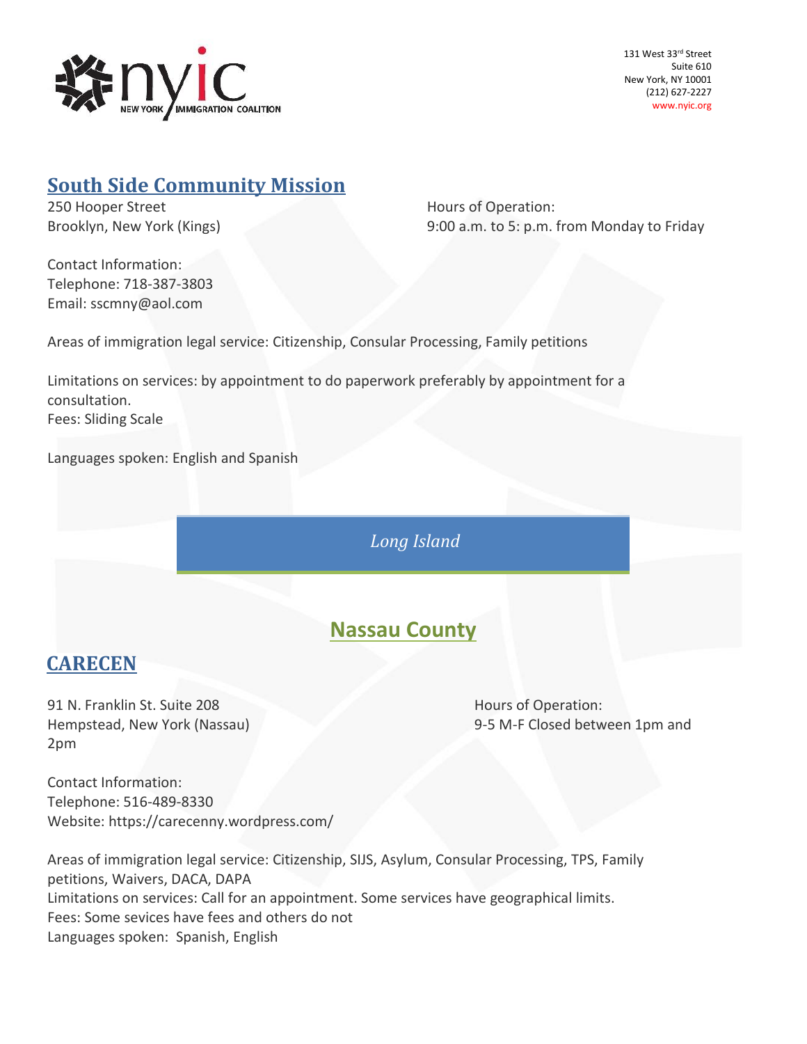## South Side Community Mission

250 Hooper Street
Brooklyn, New York (Kings)

Hours of Operation:
9:00 a.m. to 5: p.m. from Monday to Friday

Contact Information:
Telephone: 718-387-3803
Email: sscmny@aol.com

Areas of immigration legal service: Citizenship, Consular Processing, Family petitions

Limitations on services: by appointment to do paperwork preferably by appointment for a consultation.
Fees: Sliding Scale

Languages spoken: English and Spanish

# *Long Island*

## Nassau County

## CARECEN

91 N. Franklin St. Suite 208
Hempstead, New York (Nassau)

Hours of Operation:
9-5 M-F Closed between 1pm and 2pm

Contact Information:
Telephone: 516-489-8330
Website: https://carecenny.wordpress.com/

Areas of immigration legal service: Citizenship, SIJS, Asylum, Consular Processing, TPS, Family petitions, Waivers, DACA, DAPA
Limitations on services: Call for an appointment. Some services have geographical limits.
Fees: Some sevices have fees and others do not
Languages spoken: Spanish, English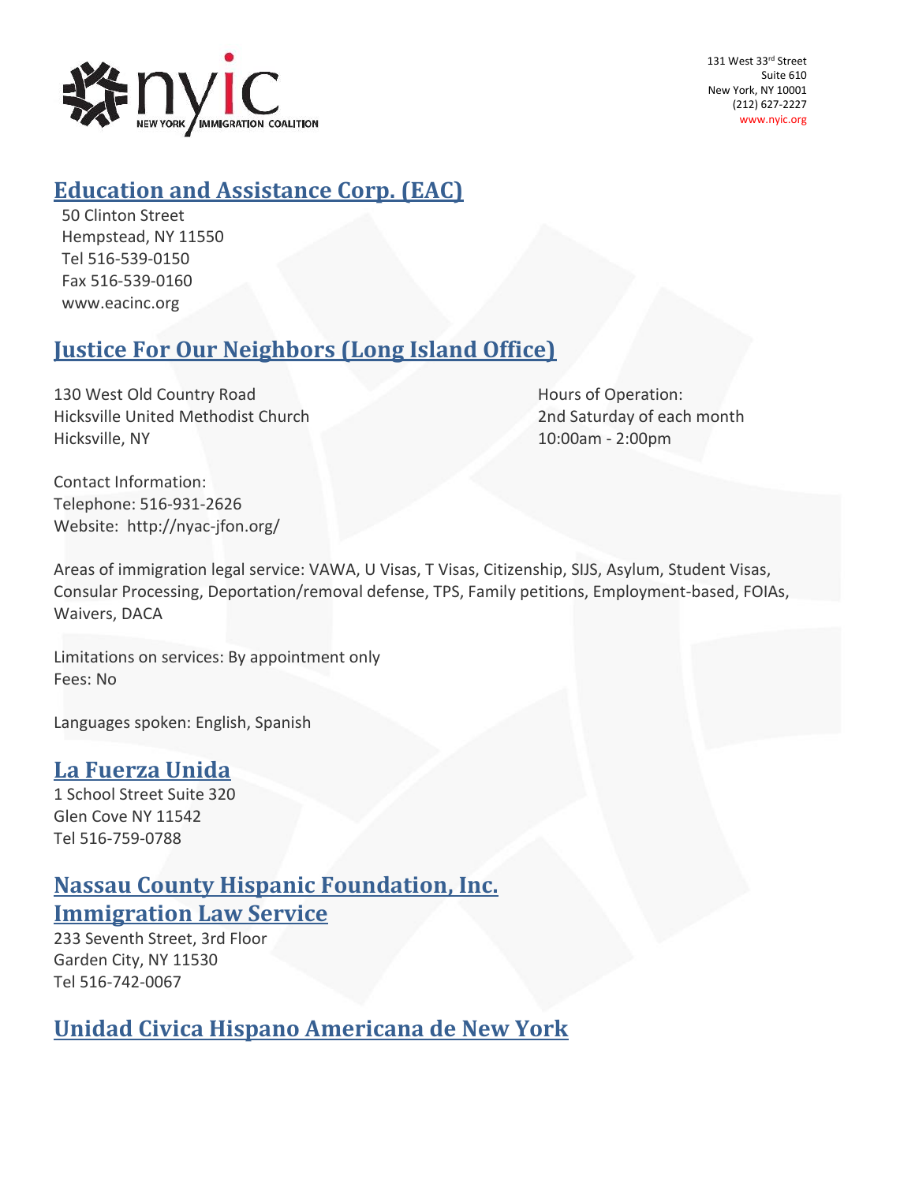## Education and Assistance Corp. (EAC)

50 Clinton Street
Hempstead, NY 11550
Tel 516-539-0150
Fax 516-539-0160
www.eacinc.org

## Justice For Our Neighbors (Long Island Office)

130 West Old Country Road
Hicksville United Methodist Church
Hicksville, NY

Hours of Operation:
2nd Saturday of each month
10:00am - 2:00pm

Contact Information:
Telephone: 516-931-2626
Website: http://nyac-jfon.org/

Areas of immigration legal service: VAWA, U Visas, T Visas, Citizenship, SIJS, Asylum, Student Visas, Consular Processing, Deportation/removal defense, TPS, Family petitions, Employment-based, FOIAs, Waivers, DACA

Limitations on services: By appointment only
Fees: No

Languages spoken: English, Spanish

## La Fuerza Unida

1 School Street Suite 320
Glen Cove NY 11542
Tel 516-759-0788

## Nassau County Hispanic Foundation, Inc. Immigration Law Service

233 Seventh Street, 3rd Floor
Garden City, NY 11530
Tel 516-742-0067

## Unidad Civica Hispano Americana de New York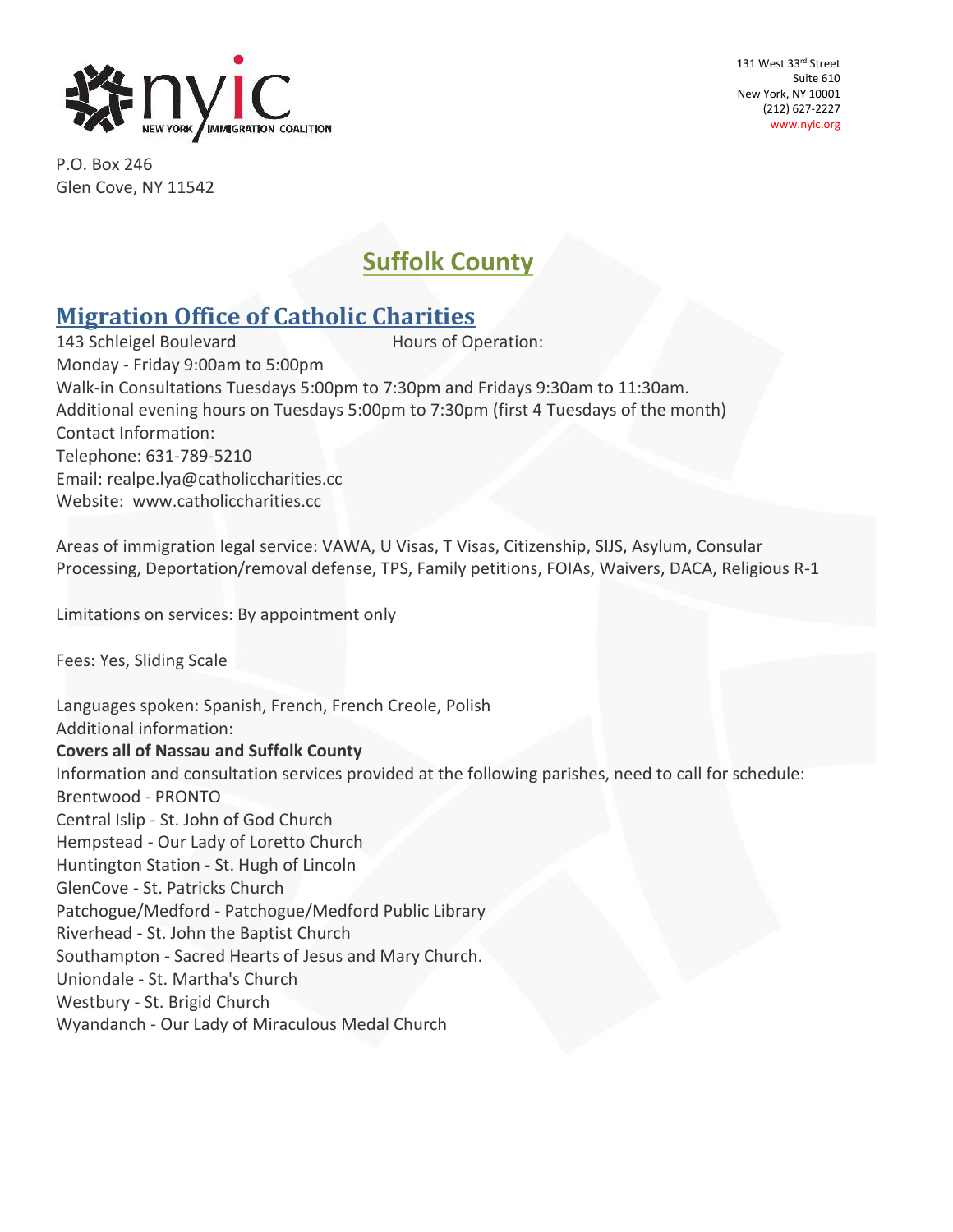P.O. Box 246
Glen Cove, NY 11542

# Suffolk County

## Migration Office of Catholic Charities

143 Schleigel Boulevard

Hours of Operation:
Monday - Friday 9:00am to 5:00pm
Walk-in Consultations Tuesdays 5:00pm to 7:30pm and Fridays 9:30am to 11:30am.
Additional evening hours on Tuesdays 5:00pm to 7:30pm (first 4 Tuesdays of the month)

Contact Information:
Telephone: 631-789-5210
Email: realpe.lya@catholiccharities.cc
Website: www.catholiccharities.cc

Areas of immigration legal service: VAWA, U Visas, T Visas, Citizenship, SIJS, Asylum, Consular Processing, Deportation/removal defense, TPS, Family petitions, FOIAs, Waivers, DACA, Religious R-1

Limitations on services: By appointment only

Fees: Yes, Sliding Scale

Languages spoken: Spanish, French, French Creole, Polish

Additional information:
**Covers all of Nassau and Suffolk County**
Information and consultation services provided at the following parishes, need to call for schedule:
Brentwood - PRONTO
Central Islip - St. John of God Church
Hempstead - Our Lady of Loretto Church
Huntington Station - St. Hugh of Lincoln
GlenCove - St. Patricks Church
Patchogue/Medford - Patchogue/Medford Public Library
Riverhead - St. John the Baptist Church
Southampton - Sacred Hearts of Jesus and Mary Church.
Uniondale - St. Martha's Church
Westbury - St. Brigid Church
Wyandanch - Our Lady of Miraculous Medal Church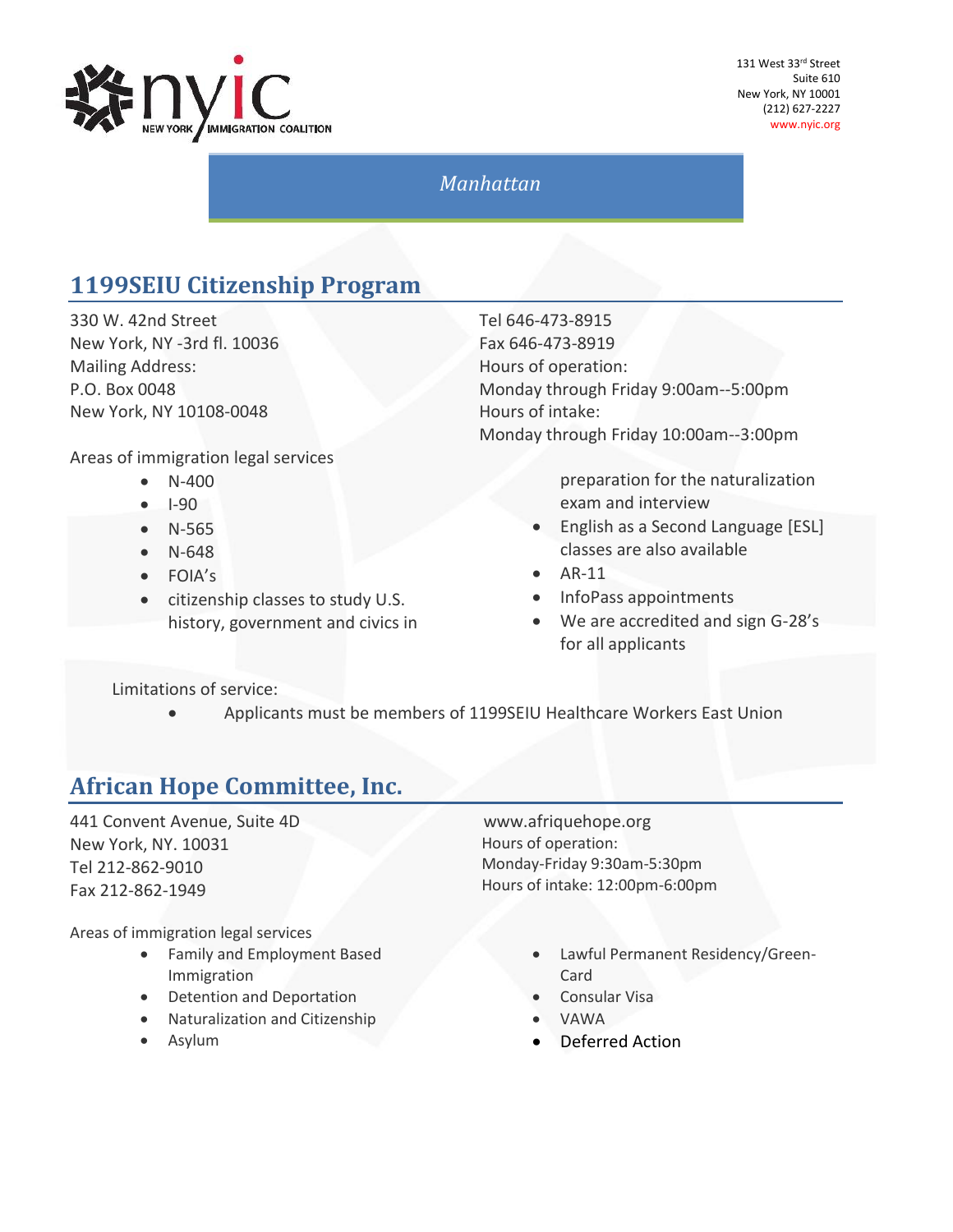NEW YORK IMMIGRATION COALITION

131 West 33rd Street
Suite 610
New York, NY 10001
(212) 627-2227
www.nyic.org

*Manhattan*

## 1199SEIU Citizenship Program

330 W. 42nd Street
New York, NY -3rd fl. 10036
Mailing Address:
P.O. Box 0048
New York, NY 10108-0048

Tel 646-473-8915
Fax 646-473-8919
Hours of operation:
Monday through Friday 9:00am--5:00pm
Hours of intake:
Monday through Friday 10:00am--3:00pm

Areas of immigration legal services

- N-400
- I-90
- N-565
- N-648
- FOIA's
- citizenship classes to study U.S. history, government and civics in preparation for the naturalization exam and interview
- English as a Second Language [ESL] classes are also available
- AR-11
- InfoPass appointments
- We are accredited and sign G-28's for all applicants

Limitations of service:

- Applicants must be members of 1199SEIU Healthcare Workers East Union

## African Hope Committee, Inc.

441 Convent Avenue, Suite 4D
New York, NY. 10031
Tel 212-862-9010
Fax 212-862-1949

www.afriquehope.org
Hours of operation:
Monday-Friday 9:30am-5:30pm
Hours of intake: 12:00pm-6:00pm

Areas of immigration legal services

- Family and Employment Based Immigration
- Detention and Deportation
- Naturalization and Citizenship
- Asylum
- Lawful Permanent Residency/Green-Card
- Consular Visa
- VAWA
- Deferred Action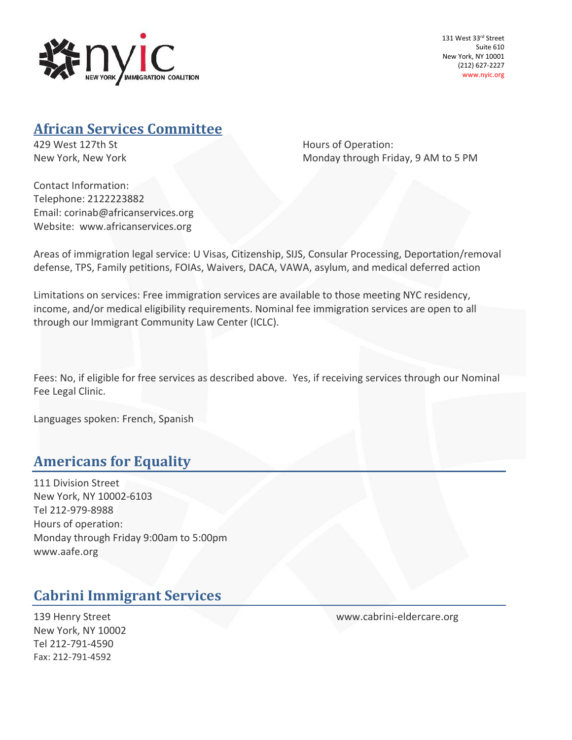## African Services Committee

429 West 127th St
New York, New York

Hours of Operation:
Monday through Friday, 9 AM to 5 PM

Contact Information:
Telephone: 2122223882
Email: corinab@africanservices.org
Website: www.africanservices.org

Areas of immigration legal service: U Visas, Citizenship, SIJS, Consular Processing, Deportation/removal defense, TPS, Family petitions, FOIAs, Waivers, DACA, VAWA, asylum, and medical deferred action

Limitations on services: Free immigration services are available to those meeting NYC residency, income, and/or medical eligibility requirements. Nominal fee immigration services are open to all through our Immigrant Community Law Center (ICLC).

Fees: No, if eligible for free services as described above. Yes, if receiving services through our Nominal Fee Legal Clinic.

Languages spoken: French, Spanish

## Americans for Equality

111 Division Street
New York, NY 10002-6103
Tel 212-979-8988
Hours of operation:
Monday through Friday 9:00am to 5:00pm
www.aafe.org

## Cabrini Immigrant Services

139 Henry Street
New York, NY 10002
Tel 212-791-4590
Fax: 212-791-4592

www.cabrini-eldercare.org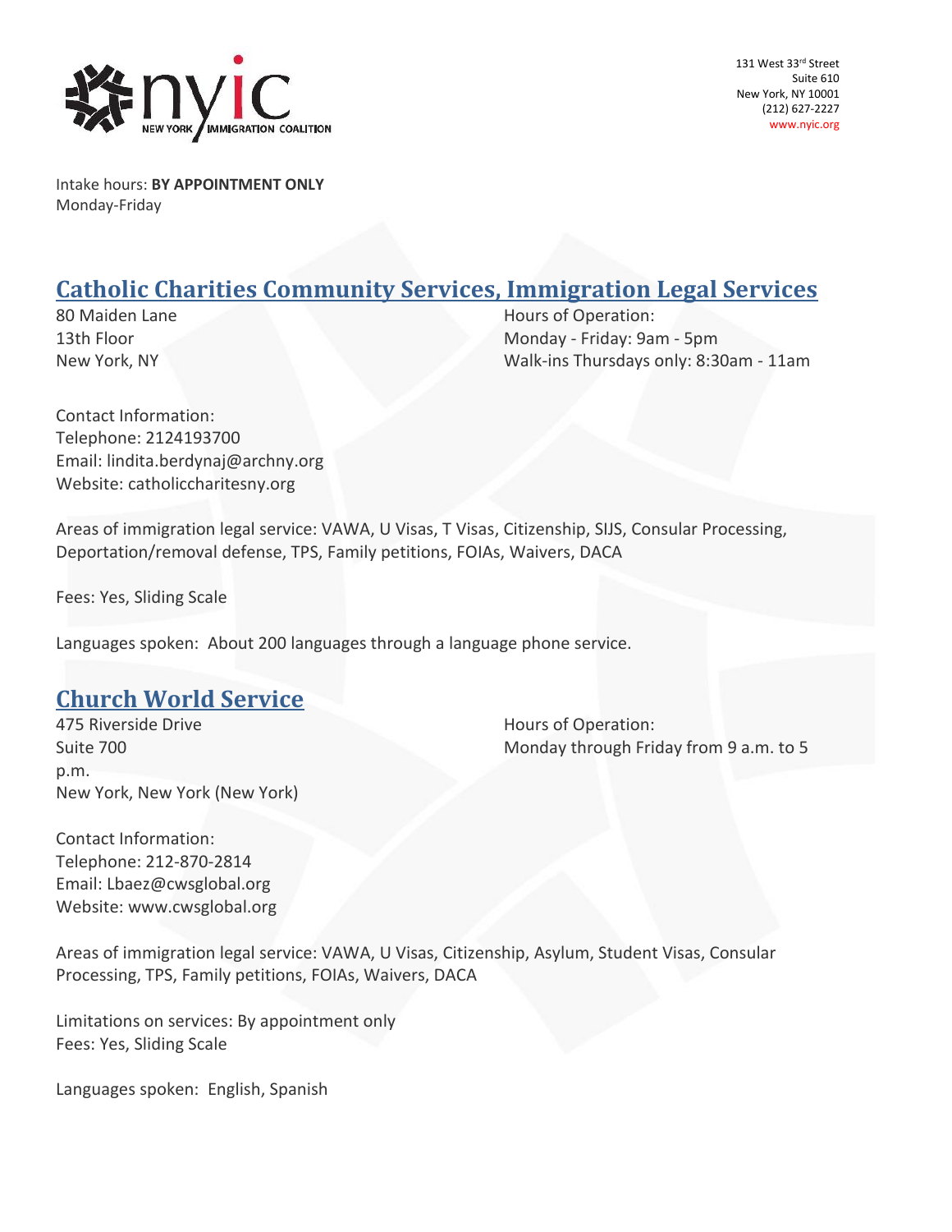Intake hours: **BY APPOINTMENT ONLY**
Monday-Friday

## Catholic Charities Community Services, Immigration Legal Services

80 Maiden Lane
13th Floor
New York, NY

Hours of Operation:
Monday - Friday: 9am - 5pm
Walk-ins Thursdays only: 8:30am - 11am

Contact Information:
Telephone: 2124193700
Email: lindita.berdynaj@archny.org
Website: catholiccharitesny.org

Areas of immigration legal service: VAWA, U Visas, T Visas, Citizenship, SIJS, Consular Processing, Deportation/removal defense, TPS, Family petitions, FOIAs, Waivers, DACA

Fees: Yes, Sliding Scale

Languages spoken: About 200 languages through a language phone service.

## Church World Service

475 Riverside Drive
Suite 700
New York, New York (New York)

Hours of Operation:
Monday through Friday from 9 a.m. to 5 p.m.

Contact Information:
Telephone: 212-870-2814
Email: Lbaez@cwsglobal.org
Website: www.cwsglobal.org

Areas of immigration legal service: VAWA, U Visas, Citizenship, Asylum, Student Visas, Consular Processing, TPS, Family petitions, FOIAs, Waivers, DACA

Limitations on services: By appointment only
Fees: Yes, Sliding Scale

Languages spoken: English, Spanish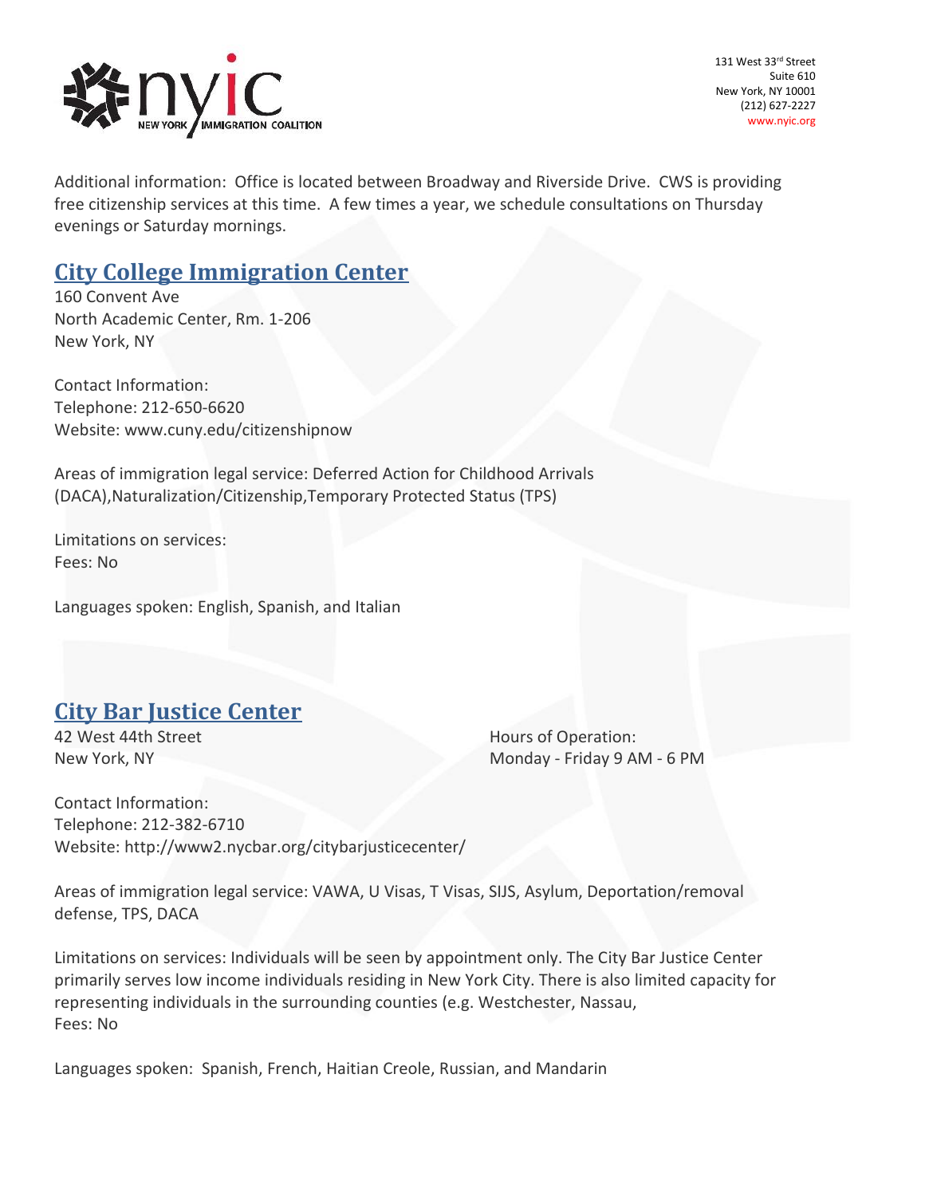Additional information: Office is located between Broadway and Riverside Drive. CWS is providing free citizenship services at this time. A few times a year, we schedule consultations on Thursday evenings or Saturday mornings.

## City College Immigration Center

160 Convent Ave
North Academic Center, Rm. 1-206
New York, NY

Contact Information:
Telephone: 212-650-6620
Website: www.cuny.edu/citizenshipnow

Areas of immigration legal service: Deferred Action for Childhood Arrivals (DACA),Naturalization/Citizenship,Temporary Protected Status (TPS)

Limitations on services:
Fees: No

Languages spoken: English, Spanish, and Italian

## City Bar Justice Center

42 West 44th Street
New York, NY

Hours of Operation:
Monday - Friday 9 AM - 6 PM

Contact Information:
Telephone: 212-382-6710
Website: http://www2.nycbar.org/citybarjusticecenter/

Areas of immigration legal service: VAWA, U Visas, T Visas, SIJS, Asylum, Deportation/removal defense, TPS, DACA

Limitations on services: Individuals will be seen by appointment only. The City Bar Justice Center primarily serves low income individuals residing in New York City. There is also limited capacity for representing individuals in the surrounding counties (e.g. Westchester, Nassau,
Fees: No

Languages spoken: Spanish, French, Haitian Creole, Russian, and Mandarin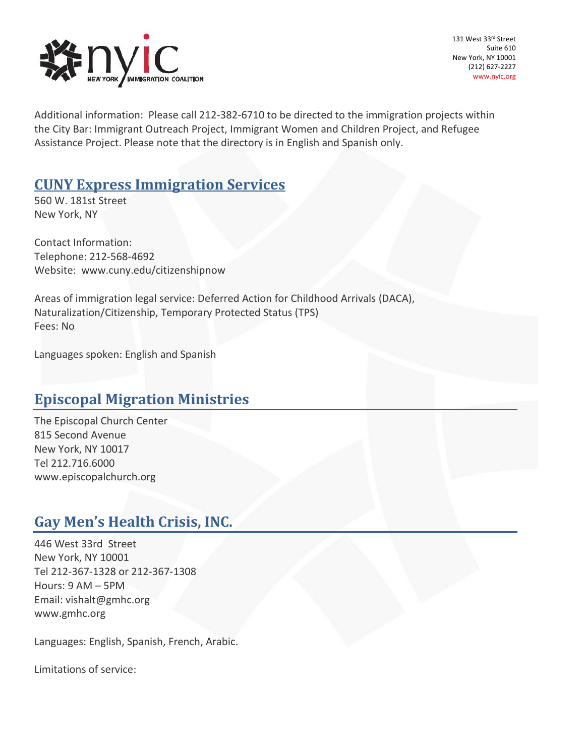Additional information: Please call 212-382-6710 to be directed to the immigration projects within the City Bar: Immigrant Outreach Project, Immigrant Women and Children Project, and Refugee Assistance Project. Please note that the directory is in English and Spanish only.

## CUNY Express Immigration Services

560 W. 181st Street
New York, NY

Contact Information:
Telephone: 212-568-4692
Website: www.cuny.edu/citizenshipnow

Areas of immigration legal service: Deferred Action for Childhood Arrivals (DACA), Naturalization/Citizenship, Temporary Protected Status (TPS)
Fees: No

Languages spoken: English and Spanish

## Episcopal Migration Ministries

The Episcopal Church Center
815 Second Avenue
New York, NY 10017
Tel 212.716.6000
www.episcopalchurch.org

## Gay Men's Health Crisis, INC.

446 West 33rd Street
New York, NY 10001
Tel 212-367-1328 or 212-367-1308
Hours: 9 AM – 5PM
Email: vishalt@gmhc.org
www.gmhc.org

Languages: English, Spanish, French, Arabic.

Limitations of service: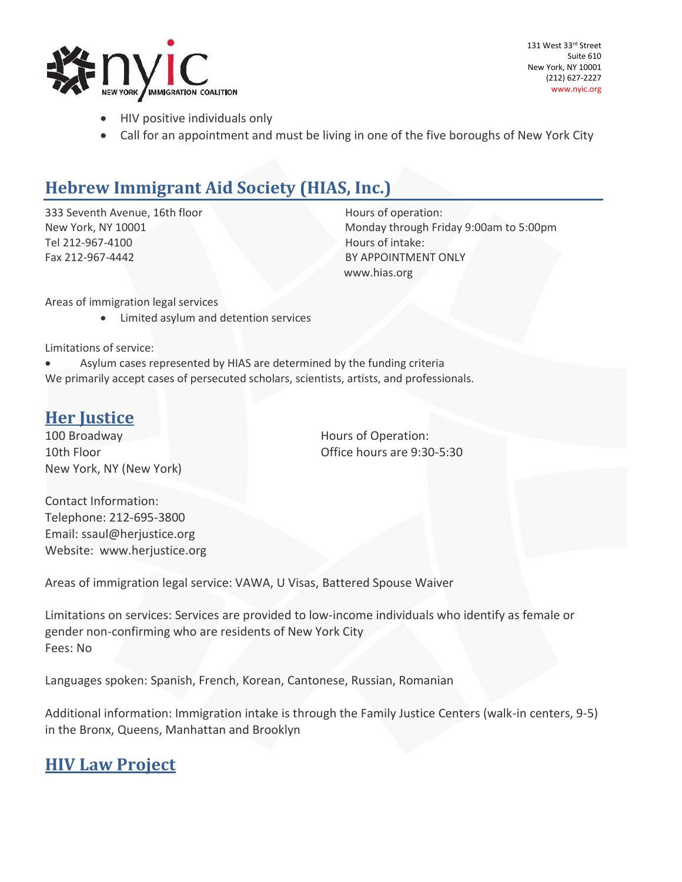- HIV positive individuals only
- Call for an appointment and must be living in one of the five boroughs of New York City

## Hebrew Immigrant Aid Society (HIAS, Inc.)

333 Seventh Avenue, 16th floor
New York, NY 10001
Tel 212-967-4100
Fax 212-967-4442

Hours of operation:
Monday through Friday 9:00am to 5:00pm
Hours of intake:
BY APPOINTMENT ONLY
www.hias.org

Areas of immigration legal services

- Limited asylum and detention services

Limitations of service:

- Asylum cases represented by HIAS are determined by the funding criteria

We primarily accept cases of persecuted scholars, scientists, artists, and professionals.

## Her Justice

100 Broadway
10th Floor
New York, NY (New York)

Hours of Operation:
Office hours are 9:30-5:30

Contact Information:
Telephone: 212-695-3800
Email: ssaul@herjustice.org
Website: www.herjustice.org

Areas of immigration legal service: VAWA, U Visas, Battered Spouse Waiver

Limitations on services: Services are provided to low-income individuals who identify as female or gender non-confirming who are residents of New York City
Fees: No

Languages spoken: Spanish, French, Korean, Cantonese, Russian, Romanian

Additional information: Immigration intake is through the Family Justice Centers (walk-in centers, 9-5) in the Bronx, Queens, Manhattan and Brooklyn

## HIV Law Project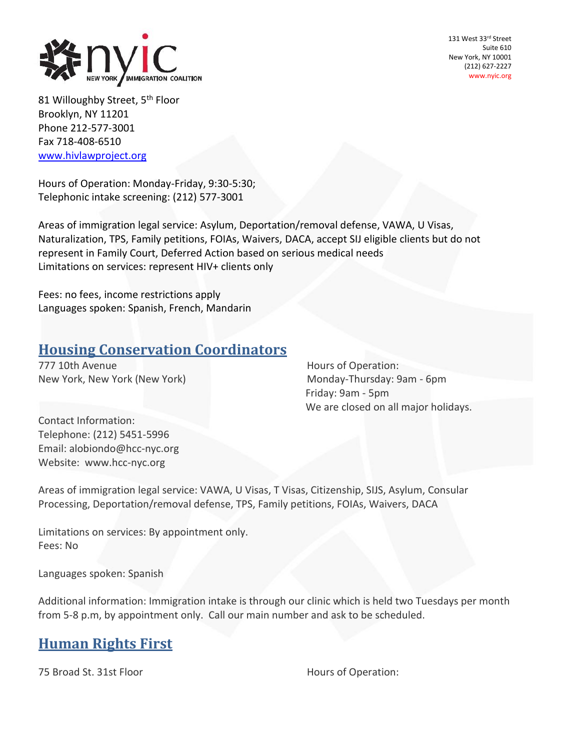81 Willoughby Street, 5th Floor
Brooklyn, NY 11201
Phone 212-577-3001
Fax 718-408-6510
www.hivlawproject.org

Hours of Operation: Monday-Friday, 9:30-5:30;
Telephonic intake screening: (212) 577-3001

Areas of immigration legal service: Asylum, Deportation/removal defense, VAWA, U Visas, Naturalization, TPS, Family petitions, FOIAs, Waivers, DACA, accept SIJ eligible clients but do not represent in Family Court, Deferred Action based on serious medical needs
Limitations on services: represent HIV+ clients only

Fees: no fees, income restrictions apply
Languages spoken: Spanish, French, Mandarin

## Housing Conservation Coordinators

777 10th Avenue
New York, New York (New York)

Hours of Operation:
Monday-Thursday: 9am - 6pm
Friday: 9am - 5pm
We are closed on all major holidays.

Contact Information:
Telephone: (212) 5451-5996
Email: alobiondo@hcc-nyc.org
Website: www.hcc-nyc.org

Areas of immigration legal service: VAWA, U Visas, T Visas, Citizenship, SIJS, Asylum, Consular Processing, Deportation/removal defense, TPS, Family petitions, FOIAs, Waivers, DACA

Limitations on services: By appointment only.
Fees: No

Languages spoken: Spanish

Additional information: Immigration intake is through our clinic which is held two Tuesdays per month from 5-8 p.m, by appointment only. Call our main number and ask to be scheduled.

## Human Rights First

75 Broad St. 31st Floor

Hours of Operation: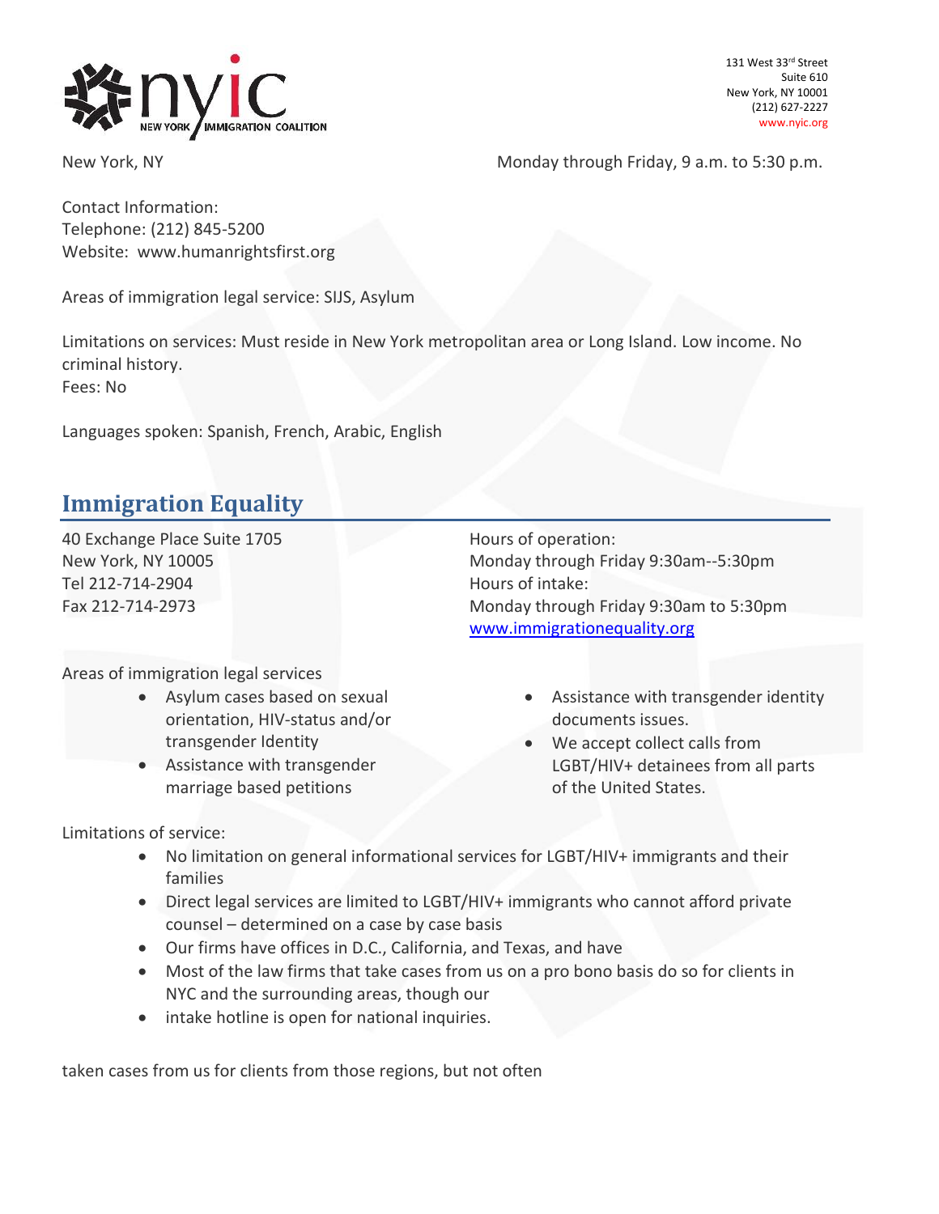New York, NY

Monday through Friday, 9 a.m. to 5:30 p.m.

Contact Information:
Telephone: (212) 845-5200
Website: www.humanrightsfirst.org

Areas of immigration legal service: SIJS, Asylum

Limitations on services: Must reside in New York metropolitan area or Long Island. Low income. No criminal history.
Fees: No

Languages spoken: Spanish, French, Arabic, English

## Immigration Equality

40 Exchange Place Suite 1705
New York, NY 10005
Tel 212-714-2904
Fax 212-714-2973

Hours of operation:
Monday through Friday 9:30am--5:30pm
Hours of intake:
Monday through Friday 9:30am to 5:30pm
www.immigrationequality.org

Areas of immigration legal services

- Asylum cases based on sexual orientation, HIV-status and/or transgender Identity
- Assistance with transgender marriage based petitions
- Assistance with transgender identity documents issues.
- We accept collect calls from LGBT/HIV+ detainees from all parts of the United States.

Limitations of service:

- No limitation on general informational services for LGBT/HIV+ immigrants and their families
- Direct legal services are limited to LGBT/HIV+ immigrants who cannot afford private counsel – determined on a case by case basis
- Our firms have offices in D.C., California, and Texas, and have
- Most of the law firms that take cases from us on a pro bono basis do so for clients in NYC and the surrounding areas, though our
- intake hotline is open for national inquiries.

taken cases from us for clients from those regions, but not often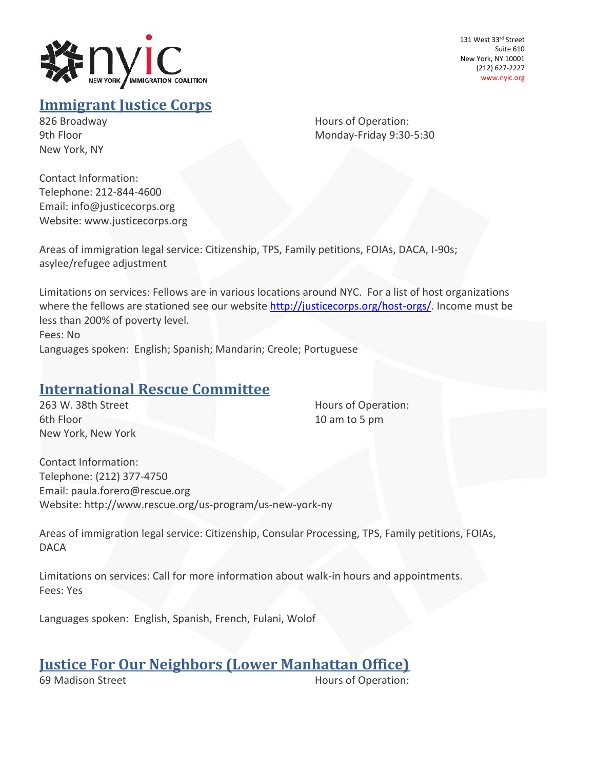## Immigrant Justice Corps

826 Broadway
9th Floor
New York, NY

Hours of Operation:
Monday-Friday 9:30-5:30

Contact Information:
Telephone: 212-844-4600
Email: info@justicecorps.org
Website: www.justicecorps.org

Areas of immigration legal service: Citizenship, TPS, Family petitions, FOIAs, DACA, I-90s; asylee/refugee adjustment

Limitations on services: Fellows are in various locations around NYC. For a list of host organizations where the fellows are stationed see our website http://justicecorps.org/host-orgs/. Income must be less than 200% of poverty level.
Fees: No
Languages spoken: English; Spanish; Mandarin; Creole; Portuguese

## International Rescue Committee

263 W. 38th Street
6th Floor
New York, New York

Hours of Operation:
10 am to 5 pm

Contact Information:
Telephone: (212) 377-4750
Email: paula.forero@rescue.org
Website: http://www.rescue.org/us-program/us-new-york-ny

Areas of immigration legal service: Citizenship, Consular Processing, TPS, Family petitions, FOIAs, DACA

Limitations on services: Call for more information about walk-in hours and appointments.
Fees: Yes

Languages spoken: English, Spanish, French, Fulani, Wolof

## Justice For Our Neighbors (Lower Manhattan Office)

69 Madison Street

Hours of Operation: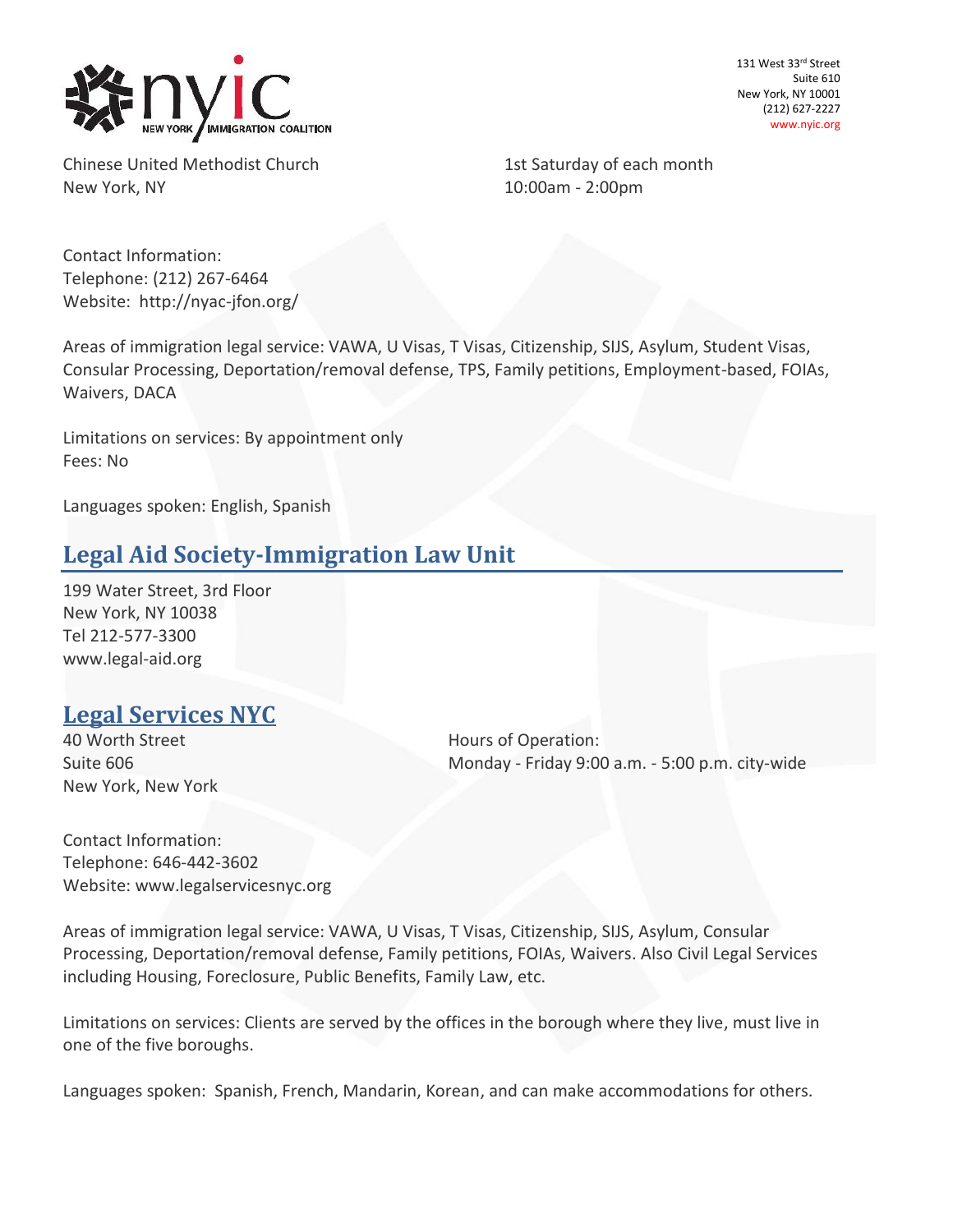Chinese United Methodist Church
New York, NY

1st Saturday of each month
10:00am - 2:00pm

Contact Information:
Telephone: (212) 267-6464
Website: http://nyac-jfon.org/

Areas of immigration legal service: VAWA, U Visas, T Visas, Citizenship, SIJS, Asylum, Student Visas, Consular Processing, Deportation/removal defense, TPS, Family petitions, Employment-based, FOIAs, Waivers, DACA

Limitations on services: By appointment only
Fees: No

Languages spoken: English, Spanish

## Legal Aid Society-Immigration Law Unit

199 Water Street, 3rd Floor
New York, NY 10038
Tel 212-577-3300
www.legal-aid.org

## Legal Services NYC

40 Worth Street
Suite 606
New York, New York

Hours of Operation:
Monday - Friday 9:00 a.m. - 5:00 p.m. city-wide

Contact Information:
Telephone: 646-442-3602
Website: www.legalservicesnyc.org

Areas of immigration legal service: VAWA, U Visas, T Visas, Citizenship, SIJS, Asylum, Consular Processing, Deportation/removal defense, Family petitions, FOIAs, Waivers. Also Civil Legal Services including Housing, Foreclosure, Public Benefits, Family Law, etc.

Limitations on services: Clients are served by the offices in the borough where they live, must live in one of the five boroughs.

Languages spoken: Spanish, French, Mandarin, Korean, and can make accommodations for others.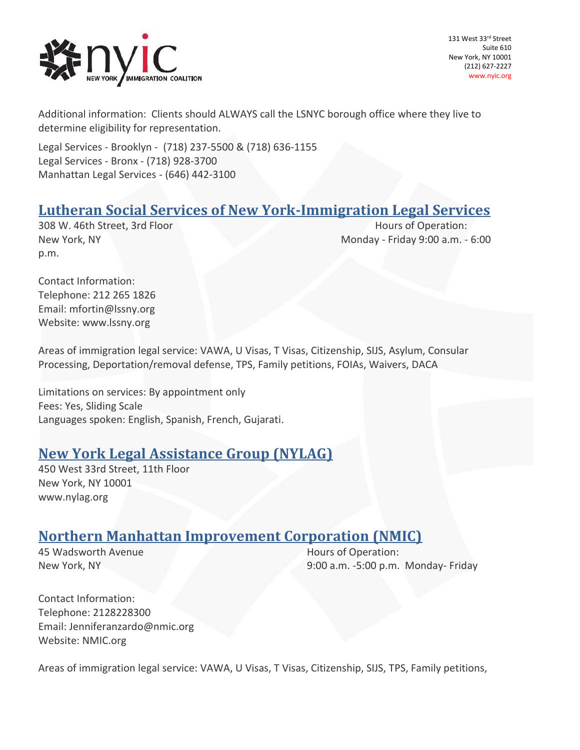Additional information: Clients should ALWAYS call the LSNYC borough office where they live to determine eligibility for representation.

Legal Services - Brooklyn - (718) 237-5500 & (718) 636-1155
Legal Services - Bronx - (718) 928-3700
Manhattan Legal Services - (646) 442-3100

## Lutheran Social Services of New York-Immigration Legal Services

308 W. 46th Street, 3rd Floor
New York, NY

Hours of Operation:
Monday - Friday 9:00 a.m. - 6:00 p.m.

Contact Information:
Telephone: 212 265 1826
Email: mfortin@lssny.org
Website: www.lssny.org

Areas of immigration legal service: VAWA, U Visas, T Visas, Citizenship, SIJS, Asylum, Consular Processing, Deportation/removal defense, TPS, Family petitions, FOIAs, Waivers, DACA

Limitations on services: By appointment only
Fees: Yes, Sliding Scale
Languages spoken: English, Spanish, French, Gujarati.

## New York Legal Assistance Group (NYLAG)

450 West 33rd Street, 11th Floor
New York, NY 10001
www.nylag.org

## Northern Manhattan Improvement Corporation (NMIC)

45 Wadsworth Avenue
New York, NY

Hours of Operation:
9:00 a.m. -5:00 p.m. Monday- Friday

Contact Information:
Telephone: 2128228300
Email: Jenniferanzardo@nmic.org
Website: NMIC.org

Areas of immigration legal service: VAWA, U Visas, T Visas, Citizenship, SIJS, TPS, Family petitions,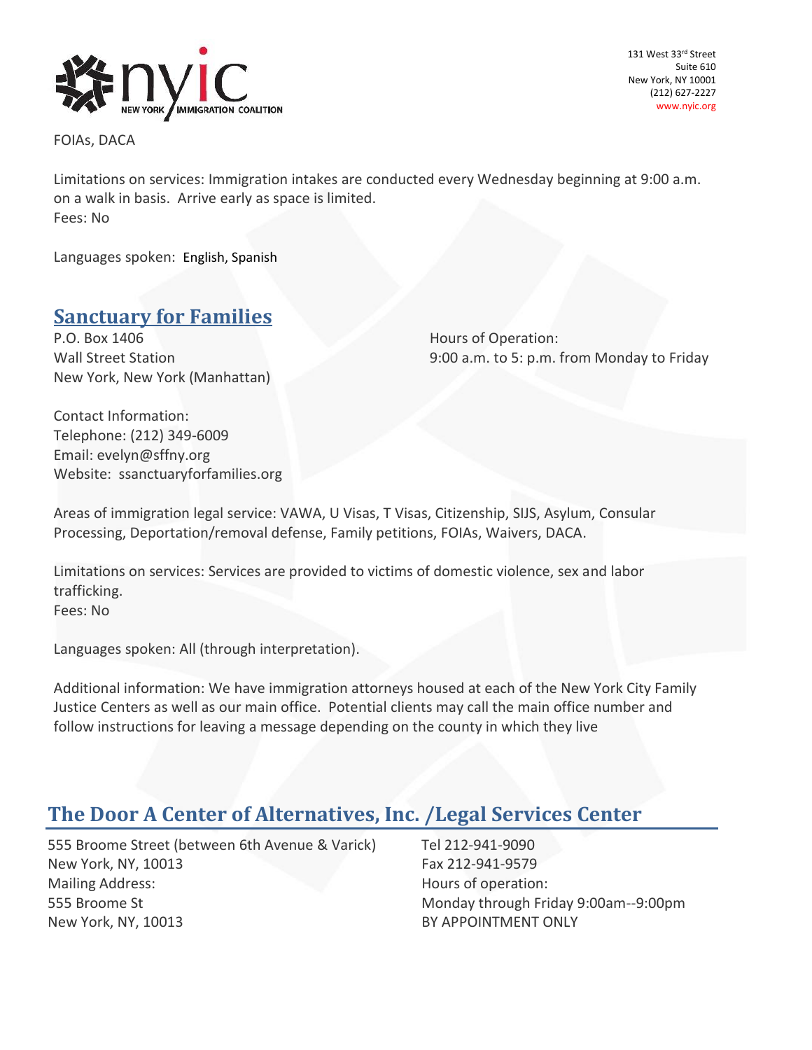FOIAs, DACA

Limitations on services: Immigration intakes are conducted every Wednesday beginning at 9:00 a.m. on a walk in basis. Arrive early as space is limited.
Fees: No

Languages spoken: English, Spanish

## Sanctuary for Families

P.O. Box 1406
Wall Street Station
New York, New York (Manhattan)

Hours of Operation:
9:00 a.m. to 5: p.m. from Monday to Friday

Contact Information:
Telephone: (212) 349-6009
Email: evelyn@sffny.org
Website: ssanctuaryforfamilies.org

Areas of immigration legal service: VAWA, U Visas, T Visas, Citizenship, SIJS, Asylum, Consular Processing, Deportation/removal defense, Family petitions, FOIAs, Waivers, DACA.

Limitations on services: Services are provided to victims of domestic violence, sex and labor trafficking.
Fees: No

Languages spoken: All (through interpretation).

Additional information: We have immigration attorneys housed at each of the New York City Family Justice Centers as well as our main office. Potential clients may call the main office number and follow instructions for leaving a message depending on the county in which they live

## The Door A Center of Alternatives, Inc. /Legal Services Center

555 Broome Street (between 6th Avenue & Varick)
New York, NY, 10013
Mailing Address:
555 Broome St
New York, NY, 10013

Tel 212-941-9090
Fax 212-941-9579
Hours of operation:
Monday through Friday 9:00am--9:00pm
BY APPOINTMENT ONLY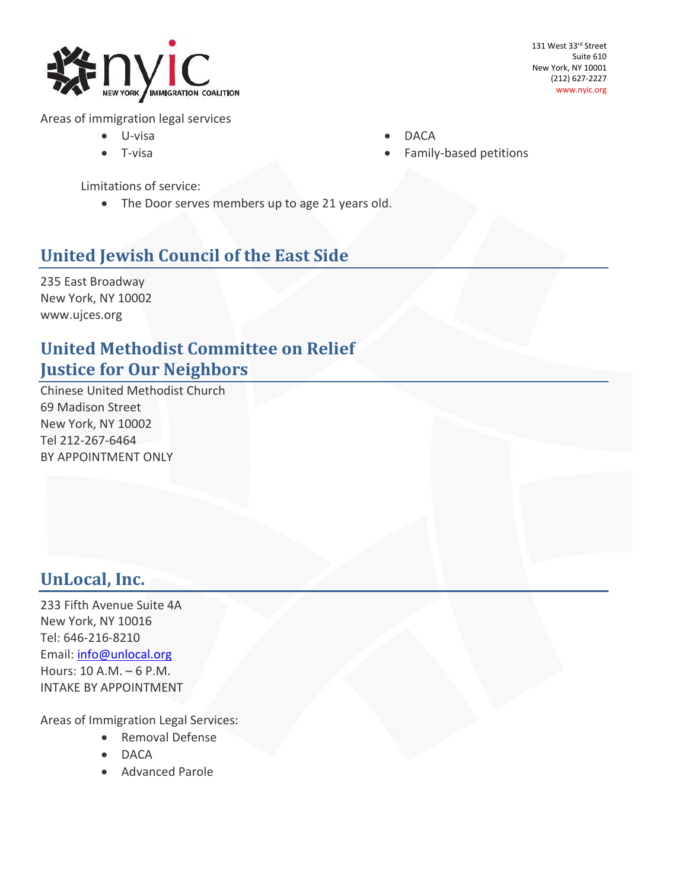Areas of immigration legal services

- U-visa
- T-visa
- DACA
- Family-based petitions

Limitations of service:

- The Door serves members up to age 21 years old.

## United Jewish Council of the East Side

235 East Broadway
New York, NY 10002
www.ujces.org

## United Methodist Committee on Relief Justice for Our Neighbors

Chinese United Methodist Church
69 Madison Street
New York, NY 10002
Tel 212-267-6464
BY APPOINTMENT ONLY

## UnLocal, Inc.

233 Fifth Avenue Suite 4A
New York, NY 10016
Tel: 646-216-8210
Email: info@unlocal.org
Hours: 10 A.M. – 6 P.M.
INTAKE BY APPOINTMENT

Areas of Immigration Legal Services:

- Removal Defense
- DACA
- Advanced Parole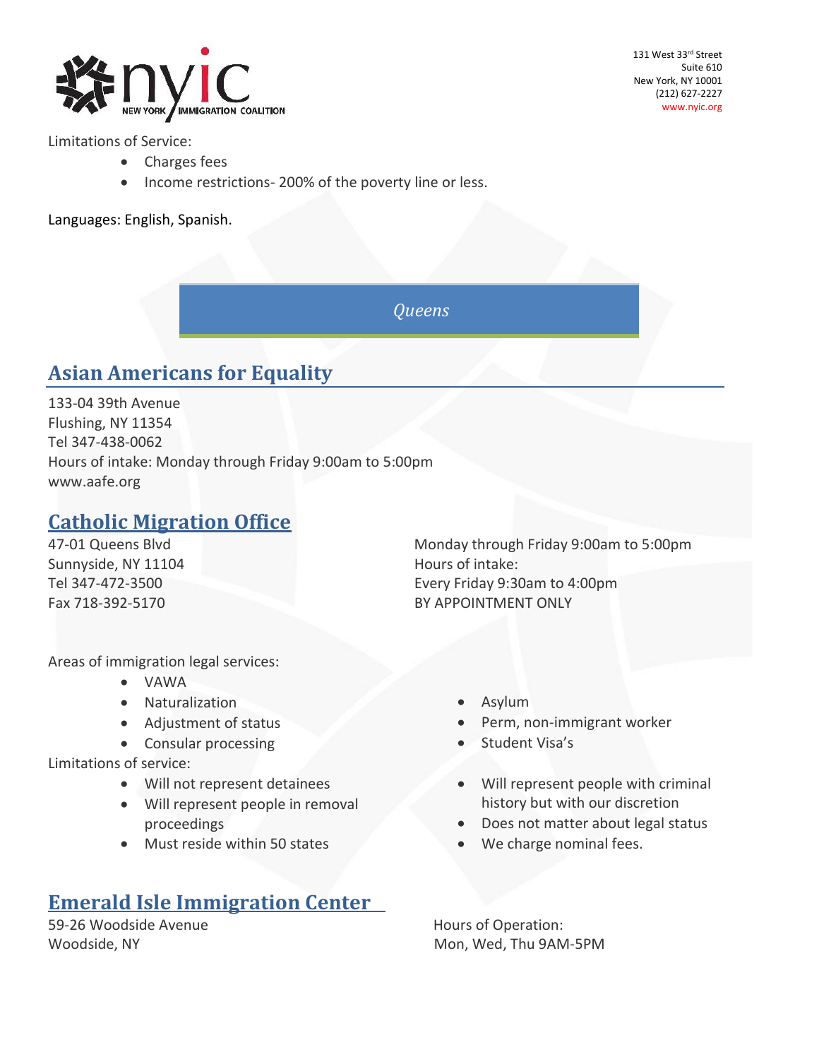Limitations of Service:

- Charges fees
- Income restrictions- 200% of the poverty line or less.

Languages: English, Spanish.

*Queens*

## Asian Americans for Equality

133-04 39th Avenue
Flushing, NY 11354
Tel 347-438-0062
Hours of intake: Monday through Friday 9:00am to 5:00pm
www.aafe.org

## Catholic Migration Office

47-01 Queens Blvd
Sunnyside, NY 11104
Tel 347-472-3500
Fax 718-392-5170

Monday through Friday 9:00am to 5:00pm
Hours of intake:
Every Friday 9:30am to 4:00pm
BY APPOINTMENT ONLY

Areas of immigration legal services:

- VAWA
- Naturalization
- Adjustment of status
- Consular processing
- Asylum
- Perm, non-immigrant worker
- Student Visa's

Limitations of service:

- Will not represent detainees
- Will represent people in removal proceedings
- Must reside within 50 states
- Will represent people with criminal history but with our discretion
- Does not matter about legal status
- We charge nominal fees.

## Emerald Isle Immigration Center

59-26 Woodside Avenue
Woodside, NY

Hours of Operation:
Mon, Wed, Thu 9AM-5PM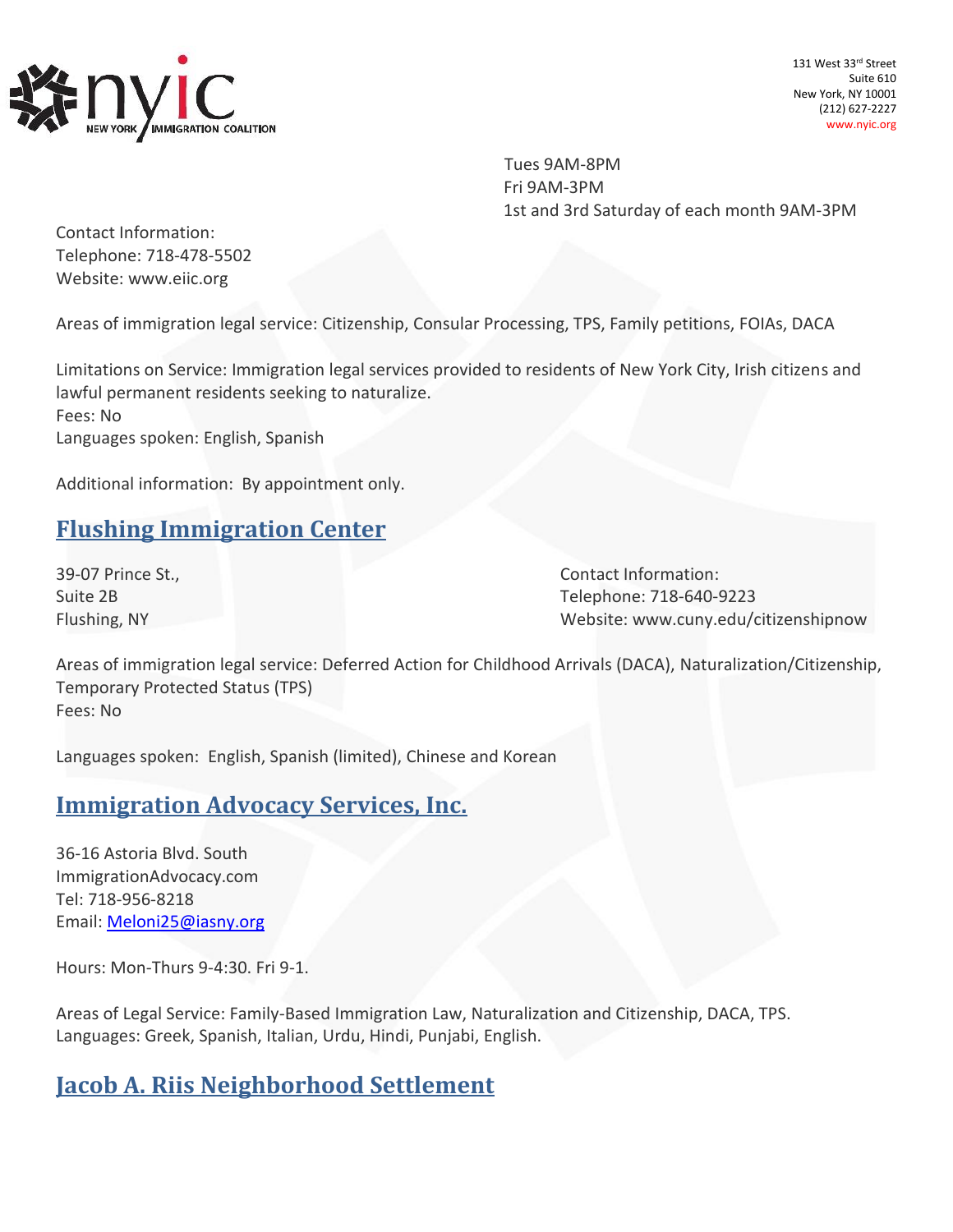Tues 9AM-8PM
Fri 9AM-3PM
1st and 3rd Saturday of each month 9AM-3PM

Contact Information:
Telephone: 718-478-5502
Website: www.eiic.org

Areas of immigration legal service: Citizenship, Consular Processing, TPS, Family petitions, FOIAs, DACA

Limitations on Service: Immigration legal services provided to residents of New York City, Irish citizens and lawful permanent residents seeking to naturalize.
Fees: No
Languages spoken: English, Spanish

Additional information: By appointment only.

## Flushing Immigration Center

39-07 Prince St.,
Suite 2B
Flushing, NY

Contact Information:
Telephone: 718-640-9223
Website: www.cuny.edu/citizenshipnow

Areas of immigration legal service: Deferred Action for Childhood Arrivals (DACA), Naturalization/Citizenship, Temporary Protected Status (TPS)
Fees: No

Languages spoken: English, Spanish (limited), Chinese and Korean

## Immigration Advocacy Services, Inc.

36-16 Astoria Blvd. South
ImmigrationAdvocacy.com
Tel: 718-956-8218
Email: Meloni25@iasny.org

Hours: Mon-Thurs 9-4:30. Fri 9-1.

Areas of Legal Service: Family-Based Immigration Law, Naturalization and Citizenship, DACA, TPS.
Languages: Greek, Spanish, Italian, Urdu, Hindi, Punjabi, English.

## Jacob A. Riis Neighborhood Settlement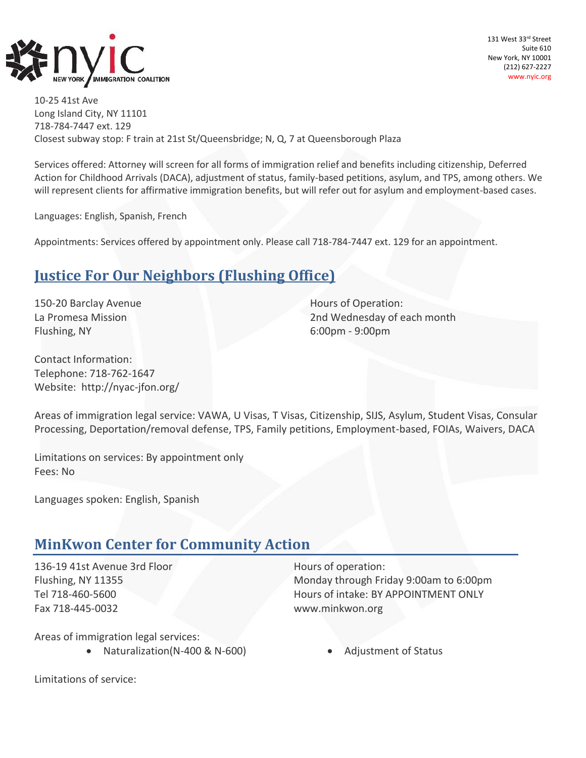10-25 41st Ave
Long Island City, NY 11101
718-784-7447 ext. 129
Closest subway stop: F train at 21st St/Queensbridge; N, Q, 7 at Queensborough Plaza

Services offered: Attorney will screen for all forms of immigration relief and benefits including citizenship, Deferred Action for Childhood Arrivals (DACA), adjustment of status, family-based petitions, asylum, and TPS, among others. We will represent clients for affirmative immigration benefits, but will refer out for asylum and employment-based cases.

Languages: English, Spanish, French

Appointments: Services offered by appointment only. Please call 718-784-7447 ext. 129 for an appointment.

## Justice For Our Neighbors (Flushing Office)

150-20 Barclay Avenue
La Promesa Mission
Flushing, NY

Hours of Operation:
2nd Wednesday of each month
6:00pm - 9:00pm

Contact Information:
Telephone: 718-762-1647
Website: http://nyac-jfon.org/

Areas of immigration legal service: VAWA, U Visas, T Visas, Citizenship, SIJS, Asylum, Student Visas, Consular Processing, Deportation/removal defense, TPS, Family petitions, Employment-based, FOIAs, Waivers, DACA

Limitations on services: By appointment only
Fees: No

Languages spoken: English, Spanish

## MinKwon Center for Community Action

136-19 41st Avenue 3rd Floor
Flushing, NY 11355
Tel 718-460-5600
Fax 718-445-0032

Hours of operation:
Monday through Friday 9:00am to 6:00pm
Hours of intake: BY APPOINTMENT ONLY
www.minkwon.org

Areas of immigration legal services:

- Naturalization(N-400 & N-600)
- Adjustment of Status

Limitations of service: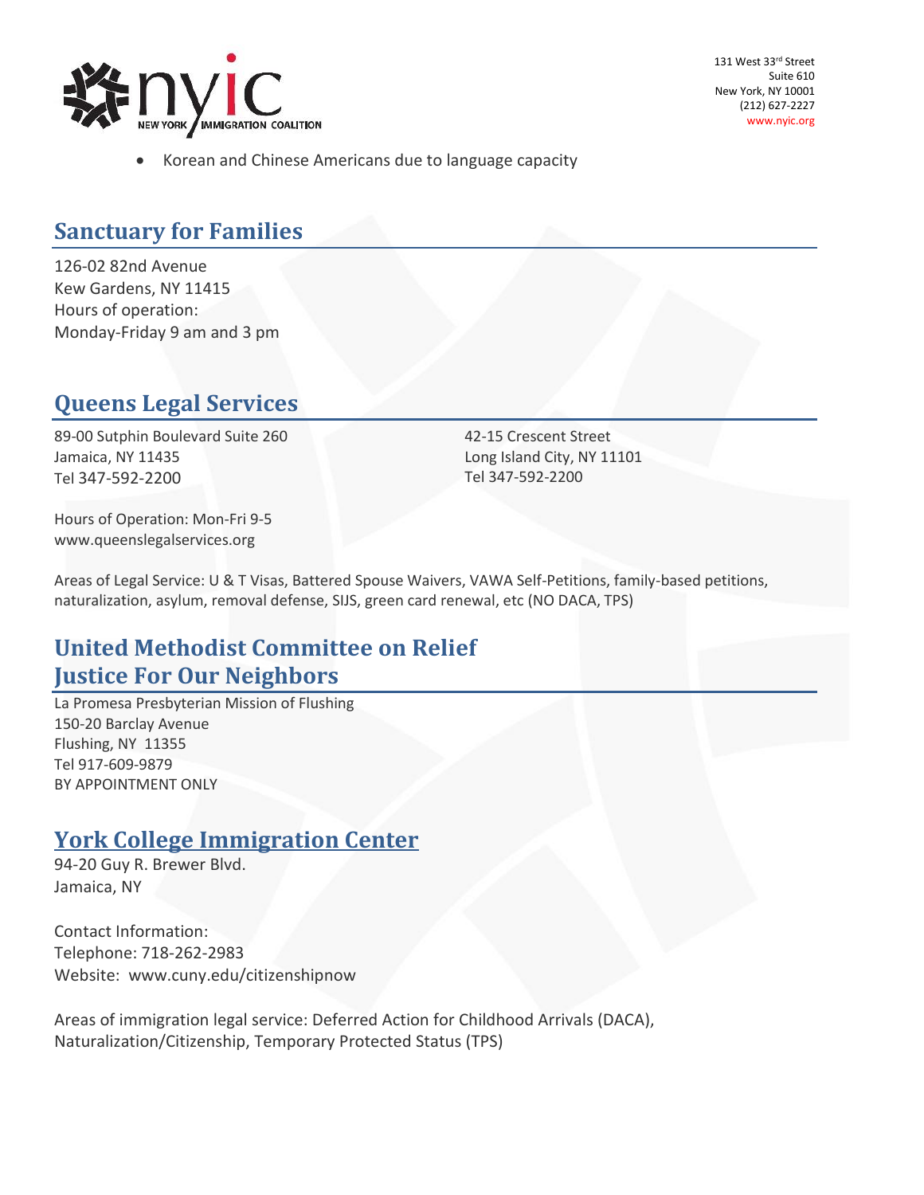- Korean and Chinese Americans due to language capacity

## Sanctuary for Families

126-02 82nd Avenue
Kew Gardens, NY 11415
Hours of operation:
Monday-Friday 9 am and 3 pm

## Queens Legal Services

89-00 Sutphin Boulevard Suite 260
Jamaica, NY 11435
Tel 347-592-2200

42-15 Crescent Street
Long Island City, NY 11101
Tel 347-592-2200

Hours of Operation: Mon-Fri 9-5
www.queenslegalservices.org

Areas of Legal Service: U & T Visas, Battered Spouse Waivers, VAWA Self-Petitions, family-based petitions, naturalization, asylum, removal defense, SIJS, green card renewal, etc (NO DACA, TPS)

## United Methodist Committee on Relief Justice For Our Neighbors

La Promesa Presbyterian Mission of Flushing
150-20 Barclay Avenue
Flushing, NY 11355
Tel 917-609-9879
BY APPOINTMENT ONLY

## York College Immigration Center

94-20 Guy R. Brewer Blvd.
Jamaica, NY

Contact Information:
Telephone: 718-262-2983
Website: www.cuny.edu/citizenshipnow

Areas of immigration legal service: Deferred Action for Childhood Arrivals (DACA), Naturalization/Citizenship, Temporary Protected Status (TPS)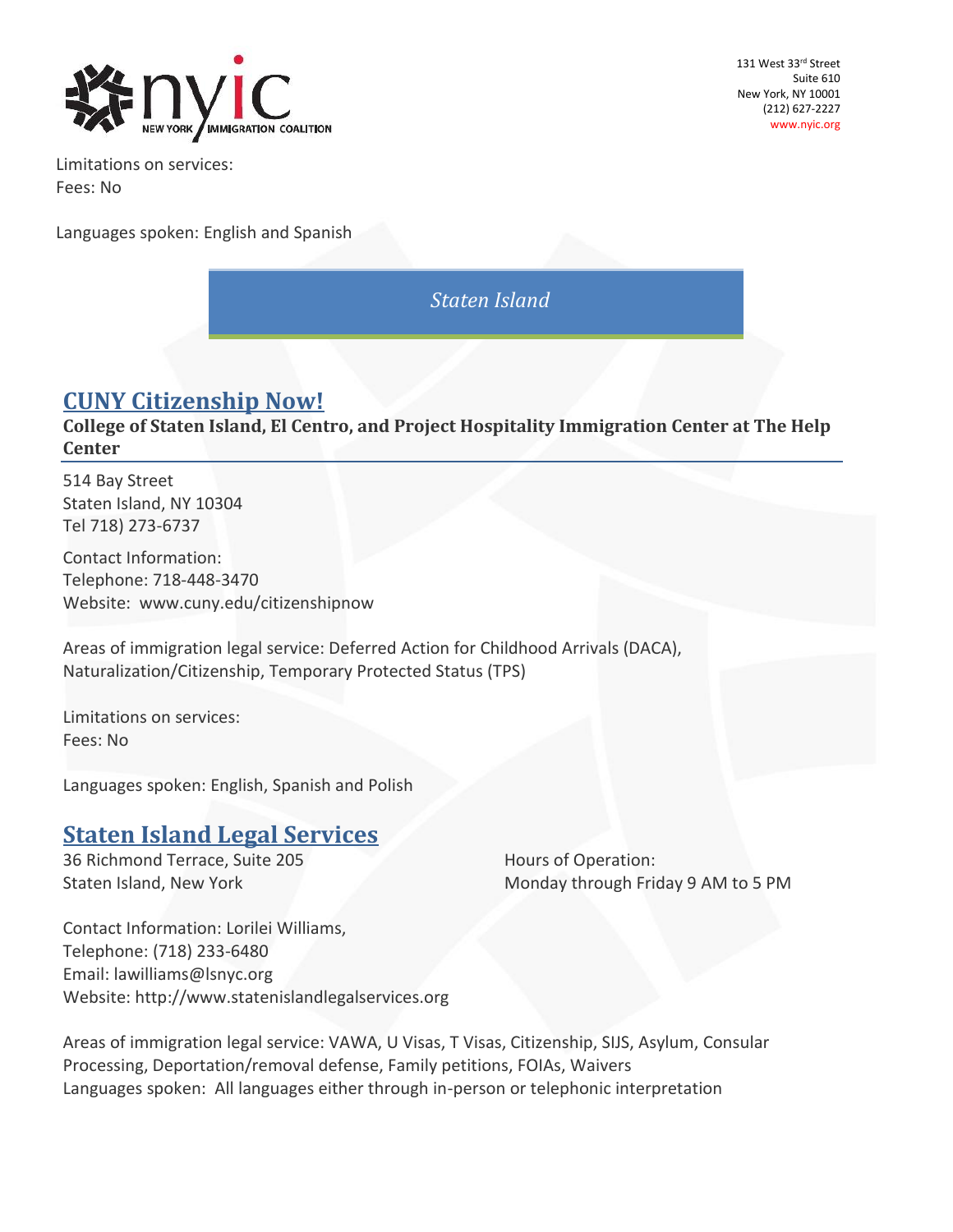Limitations on services:
Fees: No

Languages spoken: English and Spanish

## *Staten Island*

### CUNY Citizenship Now!

**College of Staten Island, El Centro, and Project Hospitality Immigration Center at The Help Center**

514 Bay Street
Staten Island, NY 10304
Tel 718) 273-6737

Contact Information:
Telephone: 718-448-3470
Website: www.cuny.edu/citizenshipnow

Areas of immigration legal service: Deferred Action for Childhood Arrivals (DACA), Naturalization/Citizenship, Temporary Protected Status (TPS)

Limitations on services:
Fees: No

Languages spoken: English, Spanish and Polish

### Staten Island Legal Services

36 Richmond Terrace, Suite 205
Staten Island, New York

Hours of Operation:
Monday through Friday 9 AM to 5 PM

Contact Information: Lorilei Williams,
Telephone: (718) 233-6480
Email: lawilliams@lsnyc.org
Website: http://www.statenislandlegalservices.org

Areas of immigration legal service: VAWA, U Visas, T Visas, Citizenship, SIJS, Asylum, Consular Processing, Deportation/removal defense, Family petitions, FOIAs, Waivers
Languages spoken: All languages either through in-person or telephonic interpretation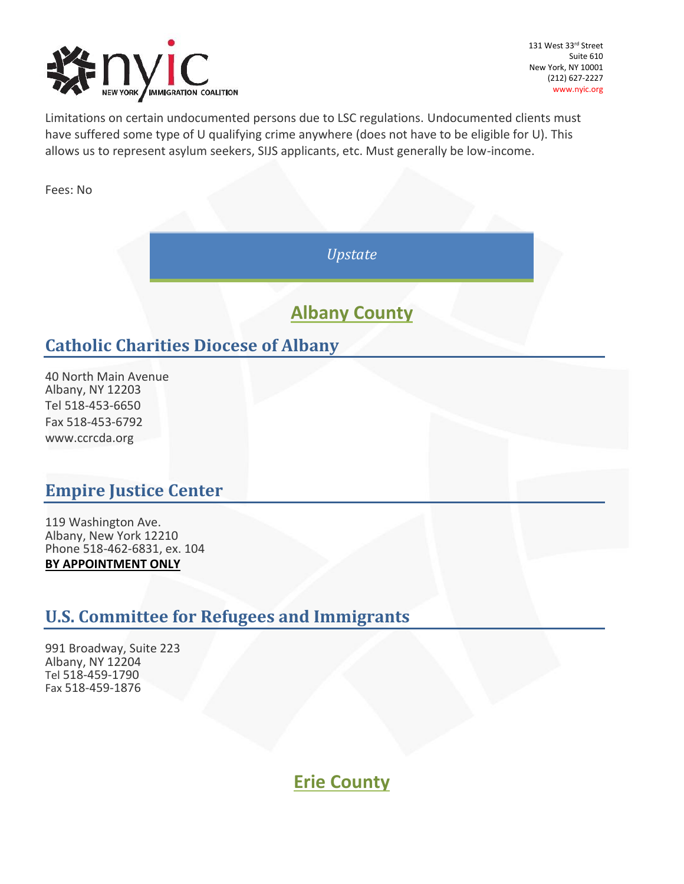Limitations on certain undocumented persons due to LSC regulations. Undocumented clients must have suffered some type of U qualifying crime anywhere (does not have to be eligible for U). This allows us to represent asylum seekers, SIJS applicants, etc. Must generally be low-income.

Fees: No

*Upstate*

## Albany County

### Catholic Charities Diocese of Albany

40 North Main Avenue
Albany, NY 12203
Tel 518-453-6650
Fax 518-453-6792
www.ccrcda.org

### Empire Justice Center

119 Washington Ave.
Albany, New York 12210
Phone 518-462-6831, ex. 104
**BY APPOINTMENT ONLY**

### U.S. Committee for Refugees and Immigrants

991 Broadway, Suite 223
Albany, NY 12204
Tel 518-459-1790
Fax 518-459-1876

## Erie County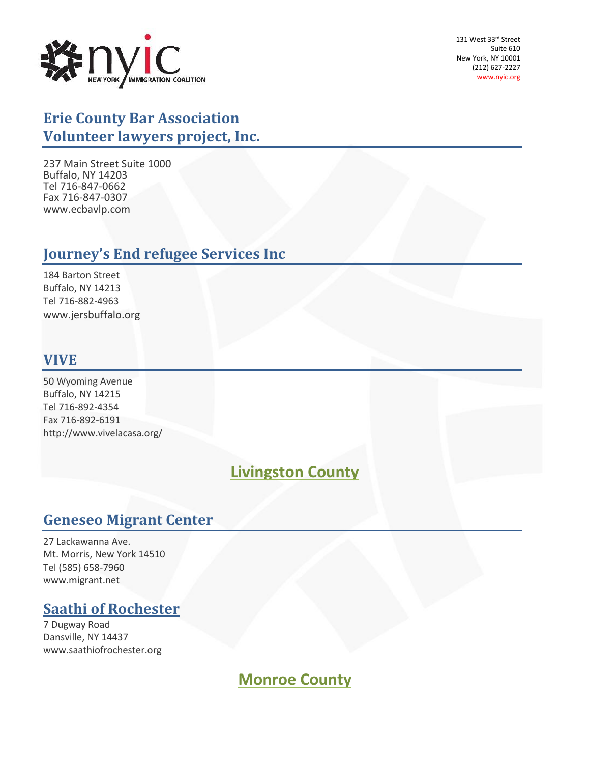## Erie County Bar Association Volunteer lawyers project, Inc.

237 Main Street Suite 1000
Buffalo, NY 14203
Tel 716-847-0662
Fax 716-847-0307
www.ecbavlp.com

## Journey's End refugee Services Inc

184 Barton Street
Buffalo, NY 14213
Tel 716-882-4963
www.jersbuffalo.org

## VIVE

50 Wyoming Avenue
Buffalo, NY 14215
Tel 716-892-4354
Fax 716-892-6191
http://www.vivelacasa.org/

# Livingston County

## Geneseo Migrant Center

27 Lackawanna Ave.
Mt. Morris, New York 14510
Tel (585) 658-7960
www.migrant.net

## Saathi of Rochester

7 Dugway Road
Dansville, NY 14437
www.saathiofrochester.org

# Monroe County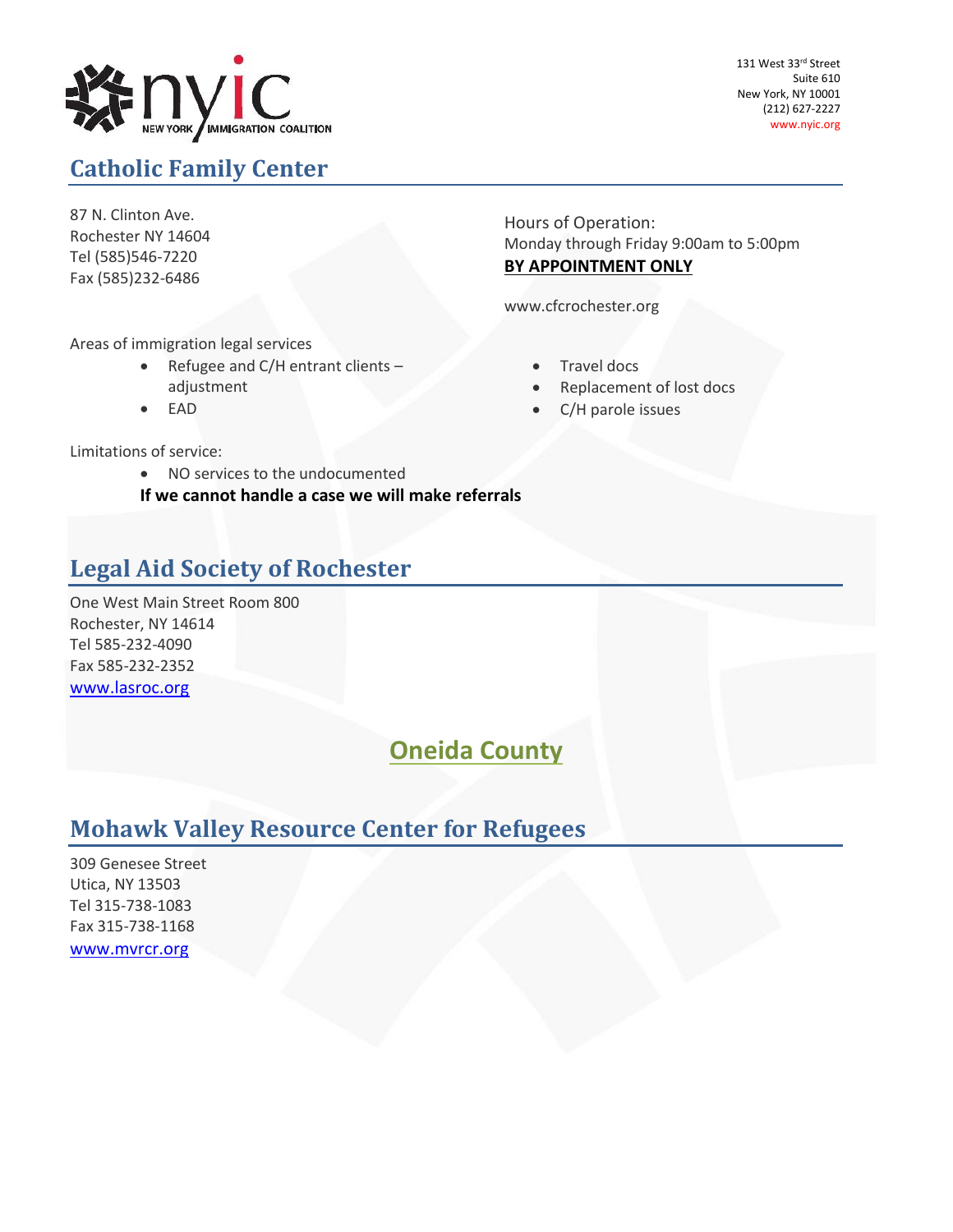## Catholic Family Center

87 N. Clinton Ave.
Rochester NY 14604
Tel (585)546-7220
Fax (585)232-6486

Hours of Operation:
Monday through Friday 9:00am to 5:00pm
**BY APPOINTMENT ONLY**

www.cfcrochester.org

Areas of immigration legal services

- Refugee and C/H entrant clients – adjustment
- EAD
- Travel docs
- Replacement of lost docs
- C/H parole issues

Limitations of service:

- NO services to the undocumented

**If we cannot handle a case we will make referrals**

## Legal Aid Society of Rochester

One West Main Street Room 800
Rochester, NY 14614
Tel 585-232-4090
Fax 585-232-2352
www.lasroc.org

# Oneida County

## Mohawk Valley Resource Center for Refugees

309 Genesee Street
Utica, NY 13503
Tel 315-738-1083
Fax 315-738-1168
www.mvrcr.org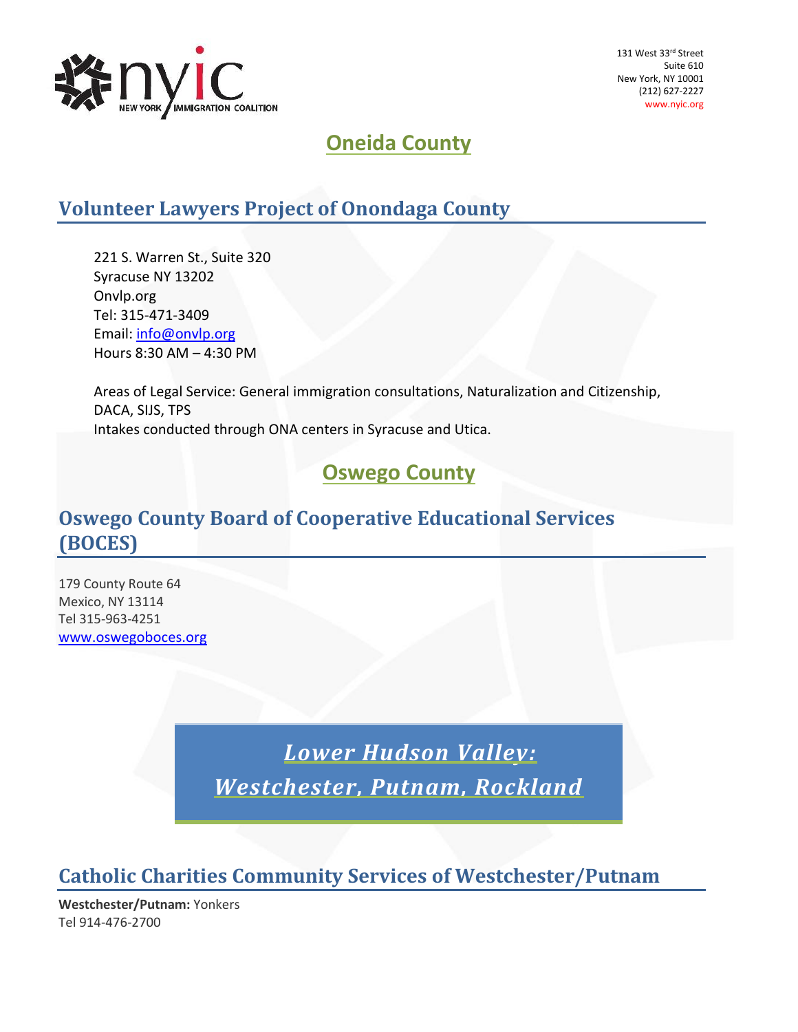## Oneida County

## Volunteer Lawyers Project of Onondaga County

221 S. Warren St., Suite 320
Syracuse NY 13202
Onvlp.org
Tel: 315-471-3409
Email: info@onvlp.org
Hours 8:30 AM – 4:30 PM

Areas of Legal Service: General immigration consultations, Naturalization and Citizenship, DACA, SIJS, TPS
Intakes conducted through ONA centers in Syracuse and Utica.

## Oswego County

## Oswego County Board of Cooperative Educational Services (BOCES)

179 County Route 64
Mexico, NY 13114
Tel 315-963-4251
www.oswegoboces.org

# *Lower Hudson Valley: Westchester, Putnam, Rockland*

## Catholic Charities Community Services of Westchester/Putnam

**Westchester/Putnam:** Yonkers
Tel 914-476-2700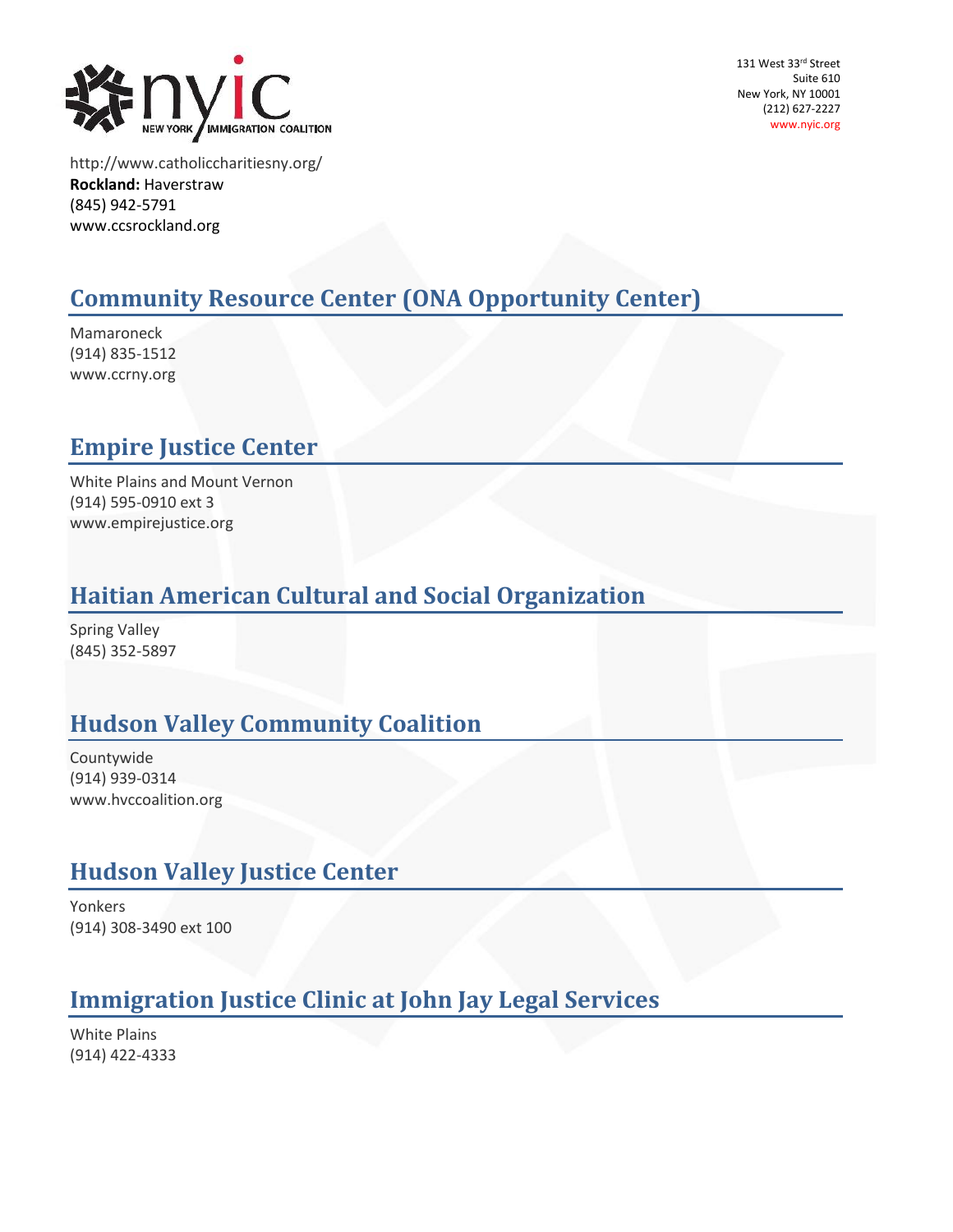http://www.catholiccharitiesny.org/
**Rockland:** Haverstraw
(845) 942-5791
www.ccsrockland.org

## Community Resource Center (ONA Opportunity Center)

Mamaroneck
(914) 835-1512
www.ccrny.org

## Empire Justice Center

White Plains and Mount Vernon
(914) 595-0910 ext 3
www.empirejustice.org

## Haitian American Cultural and Social Organization

Spring Valley
(845) 352-5897

## Hudson Valley Community Coalition

Countywide
(914) 939-0314
www.hvccoalition.org

## Hudson Valley Justice Center

Yonkers
(914) 308-3490 ext 100

## Immigration Justice Clinic at John Jay Legal Services

White Plains
(914) 422-4333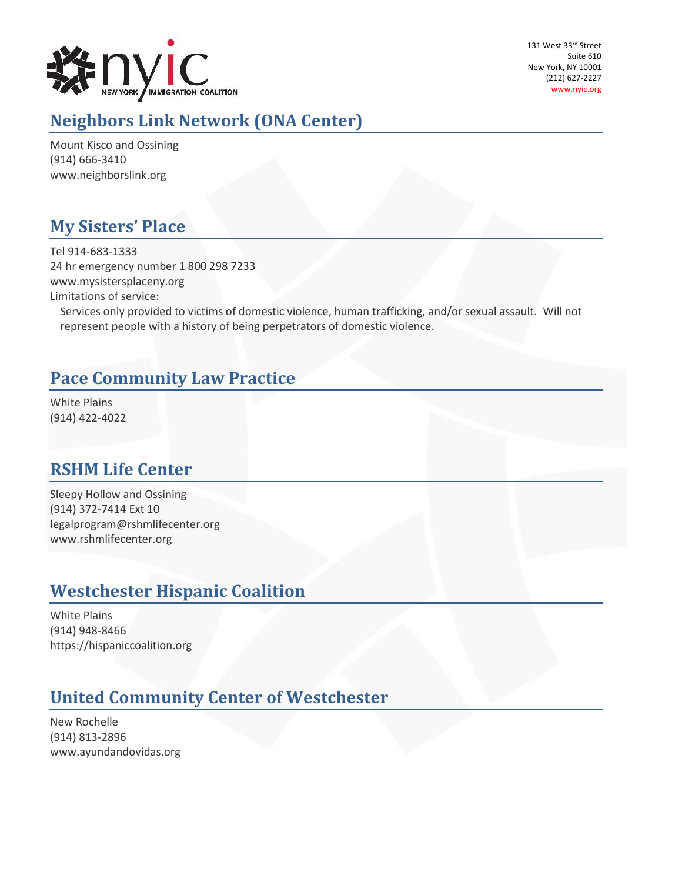## Neighbors Link Network (ONA Center)

Mount Kisco and Ossining
(914) 666-3410
www.neighborslink.org

## My Sisters' Place

Tel 914-683-1333
24 hr emergency number 1 800 298 7233
www.mysistersplaceny.org
Limitations of service:

Services only provided to victims of domestic violence, human trafficking, and/or sexual assault. Will not represent people with a history of being perpetrators of domestic violence.

## Pace Community Law Practice

White Plains
(914) 422-4022

## RSHM Life Center

Sleepy Hollow and Ossining
(914) 372-7414 Ext 10
legalprogram@rshmlifecenter.org
www.rshmlifecenter.org

## Westchester Hispanic Coalition

White Plains
(914) 948-8466
https://hispaniccoalition.org

## United Community Center of Westchester

New Rochelle
(914) 813-2896
www.ayundandovidas.org